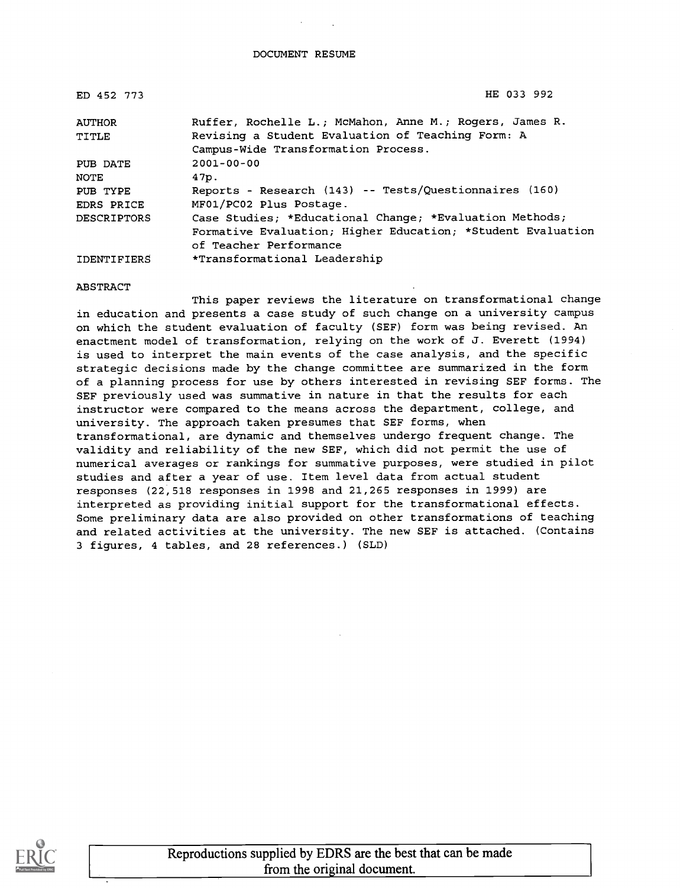DOCUMENT RESUME

| | |
|---|---|
| ED 452 773 | HE 033 992 |
| AUTHOR | Ruffer, Rochelle L.; McMahon, Anne M.; Rogers, James R. |
| TITLE | Revising a Student Evaluation of Teaching Form: A Campus-Wide Transformation Process. |
| PUB DATE | 2001-00-00 |
| NOTE | 47p. |
| PUB TYPE | Reports - Research (143) -- Tests/Questionnaires (160) |
| EDRS PRICE | MF01/PC02 Plus Postage. |
| DESCRIPTORS | Case Studies; *Educational Change; *Evaluation Methods; Formative Evaluation; Higher Education; *Student Evaluation of Teacher Performance |
| IDENTIFIERS | *Transformational Leadership |

ABSTRACT

This paper reviews the literature on transformational change in education and presents a case study of such change on a university campus on which the student evaluation of faculty (SEF) form was being revised. An enactment model of transformation, relying on the work of J. Everett (1994) is used to interpret the main events of the case analysis, and the specific strategic decisions made by the change committee are summarized in the form of a planning process for use by others interested in revising SEF forms. The SEF previously used was summative in nature in that the results for each instructor were compared to the means across the department, college, and university. The approach taken presumes that SEF forms, when transformational, are dynamic and themselves undergo frequent change. The validity and reliability of the new SEF, which did not permit the use of numerical averages or rankings for summative purposes, were studied in pilot studies and after a year of use. Item level data from actual student responses (22,518 responses in 1998 and 21,265 responses in 1999) are interpreted as providing initial support for the transformational effects. Some preliminary data are also provided on other transformations of teaching and related activities at the university. The new SEF is attached. (Contains 3 figures, 4 tables, and 28 references.) (SLD)

Reproductions supplied by EDRS are the best that can be made from the original document.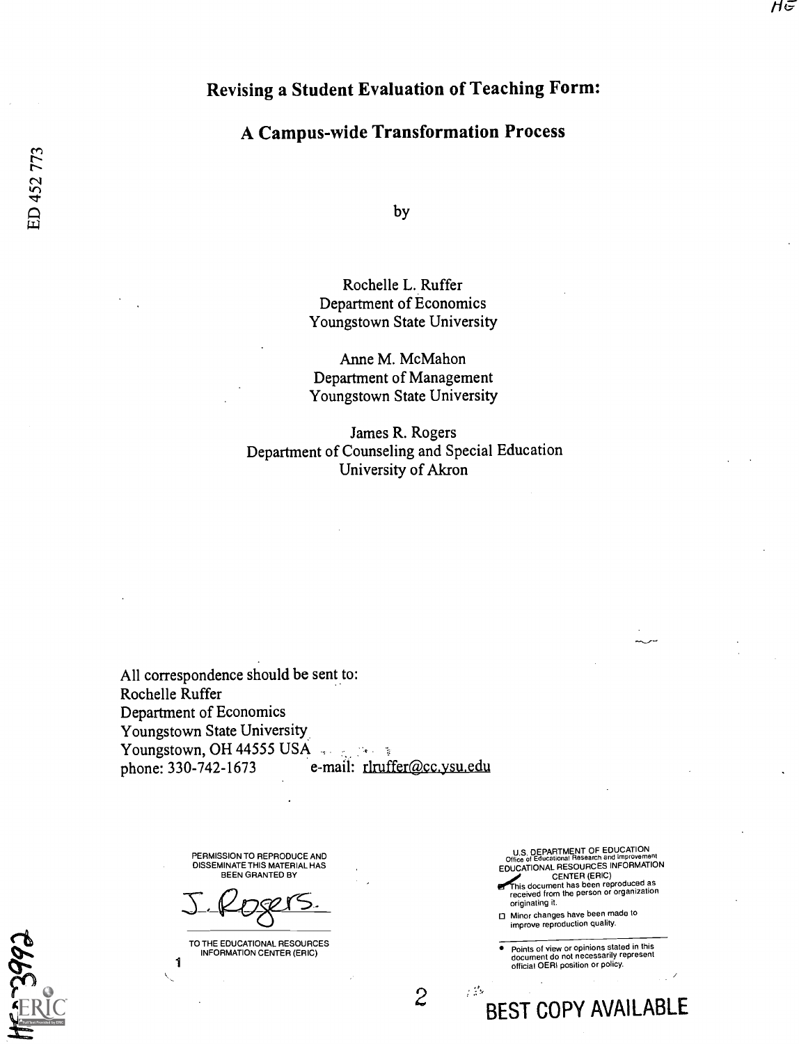# Revising a Student Evaluation of Teaching Form:

## A Campus-wide Transformation Process

by

Rochelle L. Ruffer
Department of Economics
Youngstown State University

Anne M. McMahon
Department of Management
Youngstown State University

James R. Rogers
Department of Counseling and Special Education
University of Akron

All correspondence should be sent to:
Rochelle Ruffer
Department of Economics
Youngstown State University
Youngstown, OH 44555 USA
phone: 330-742-1673 e-mail: rlruffer@cc.ysu.edu

PERMISSION TO REPRODUCE AND DISSEMINATE THIS MATERIAL HAS BEEN GRANTED BY

J. Rogers

TO THE EDUCATIONAL RESOURCES INFORMATION CENTER (ERIC)

U.S. DEPARTMENT OF EDUCATION
Office of Educational Research and Improvement
EDUCATIONAL RESOURCES INFORMATION CENTER (ERIC)

- This document has been reproduced as received from the person or organization originating it.
- Minor changes have been made to improve reproduction quality.

- Points of view or opinions stated in this document do not necessarily represent official OERI position or policy.

BEST COPY AVAILABLE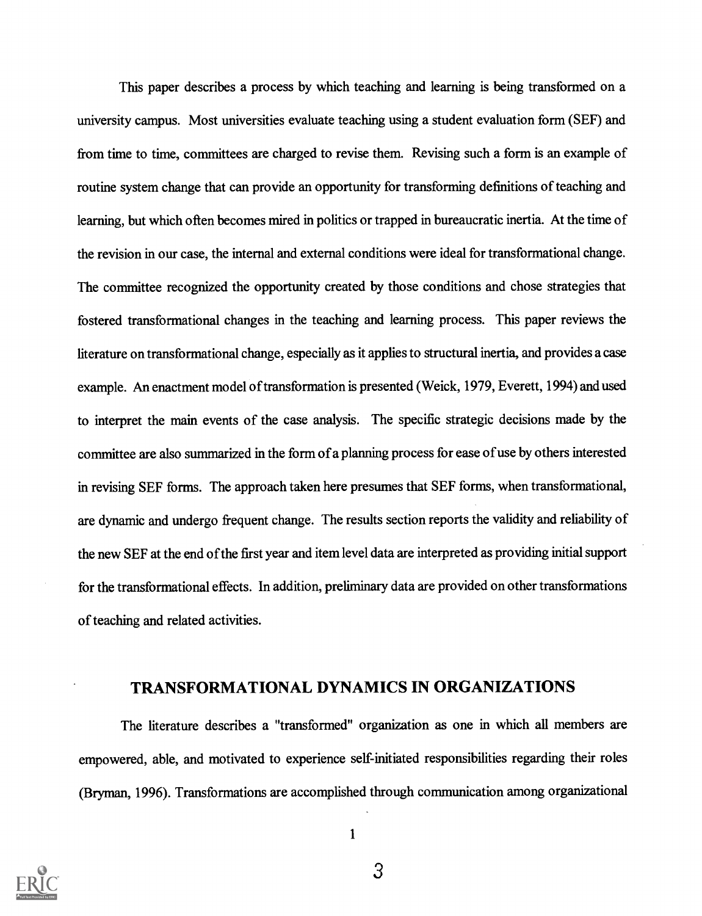This paper describes a process by which teaching and learning is being transformed on a university campus. Most universities evaluate teaching using a student evaluation form (SEF) and from time to time, committees are charged to revise them. Revising such a form is an example of routine system change that can provide an opportunity for transforming definitions of teaching and learning, but which often becomes mired in politics or trapped in bureaucratic inertia. At the time of the revision in our case, the internal and external conditions were ideal for transformational change. The committee recognized the opportunity created by those conditions and chose strategies that fostered transformational changes in the teaching and learning process. This paper reviews the literature on transformational change, especially as it applies to structural inertia, and provides a case example. An enactment model of transformation is presented (Weick, 1979, Everett, 1994) and used to interpret the main events of the case analysis. The specific strategic decisions made by the committee are also summarized in the form of a planning process for ease of use by others interested in revising SEF forms. The approach taken here presumes that SEF forms, when transformational, are dynamic and undergo frequent change. The results section reports the validity and reliability of the new SEF at the end of the first year and item level data are interpreted as providing initial support for the transformational effects. In addition, preliminary data are provided on other transformations of teaching and related activities.

## TRANSFORMATIONAL DYNAMICS IN ORGANIZATIONS

The literature describes a "transformed" organization as one in which all members are empowered, able, and motivated to experience self-initiated responsibilities regarding their roles (Bryman, 1996). Transformations are accomplished through communication among organizational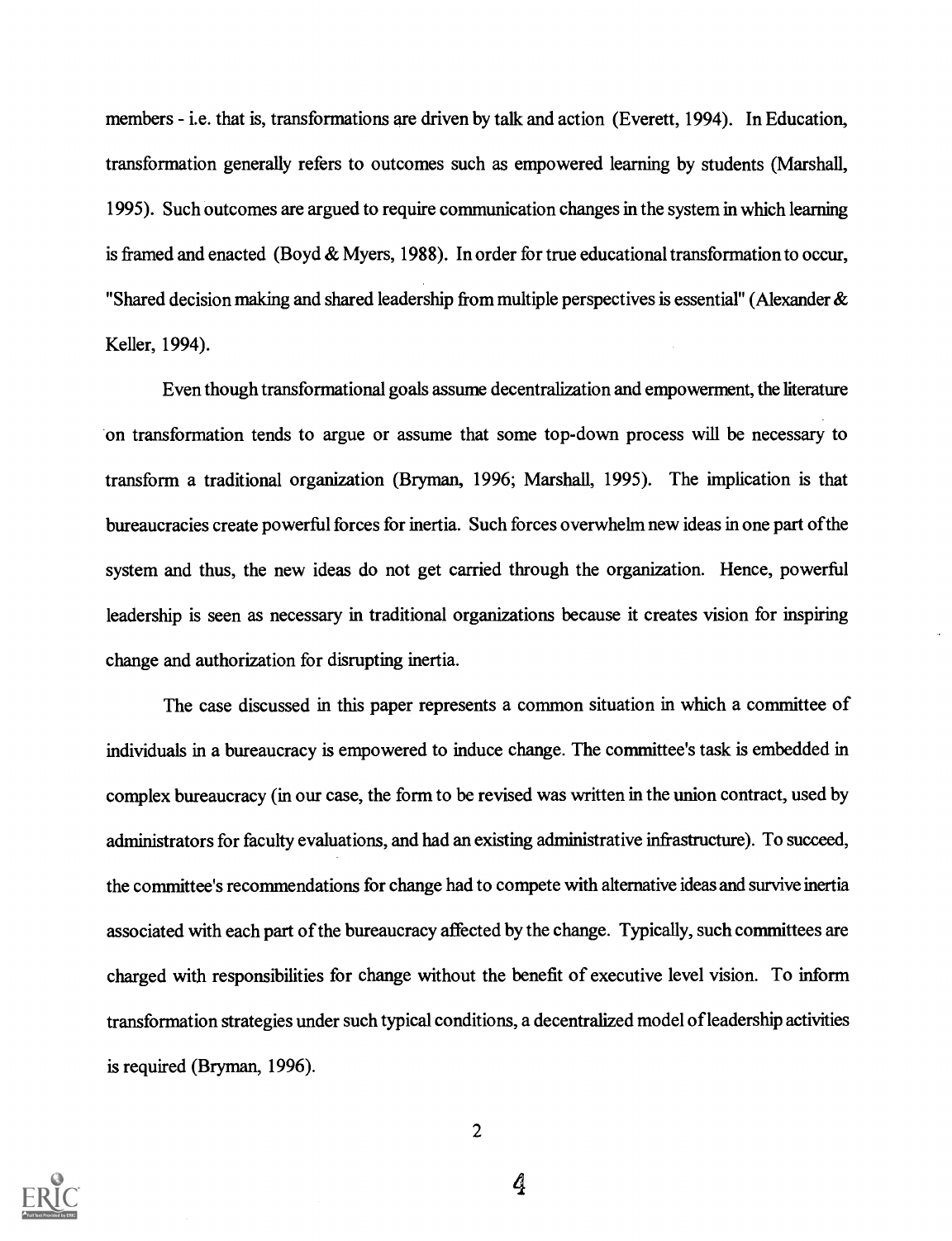members - i.e. that is, transformations are driven by talk and action (Everett, 1994). In Education, transformation generally refers to outcomes such as empowered learning by students (Marshall, 1995). Such outcomes are argued to require communication changes in the system in which learning is framed and enacted (Boyd & Myers, 1988). In order for true educational transformation to occur, "Shared decision making and shared leadership from multiple perspectives is essential" (Alexander & Keller, 1994).

Even though transformational goals assume decentralization and empowerment, the literature on transformation tends to argue or assume that some top-down process will be necessary to transform a traditional organization (Bryman, 1996; Marshall, 1995). The implication is that bureaucracies create powerful forces for inertia. Such forces overwhelm new ideas in one part of the system and thus, the new ideas do not get carried through the organization. Hence, powerful leadership is seen as necessary in traditional organizations because it creates vision for inspiring change and authorization for disrupting inertia.

The case discussed in this paper represents a common situation in which a committee of individuals in a bureaucracy is empowered to induce change. The committee's task is embedded in complex bureaucracy (in our case, the form to be revised was written in the union contract, used by administrators for faculty evaluations, and had an existing administrative infrastructure). To succeed, the committee's recommendations for change had to compete with alternative ideas and survive inertia associated with each part of the bureaucracy affected by the change. Typically, such committees are charged with responsibilities for change without the benefit of executive level vision. To inform transformation strategies under such typical conditions, a decentralized model of leadership activities is required (Bryman, 1996).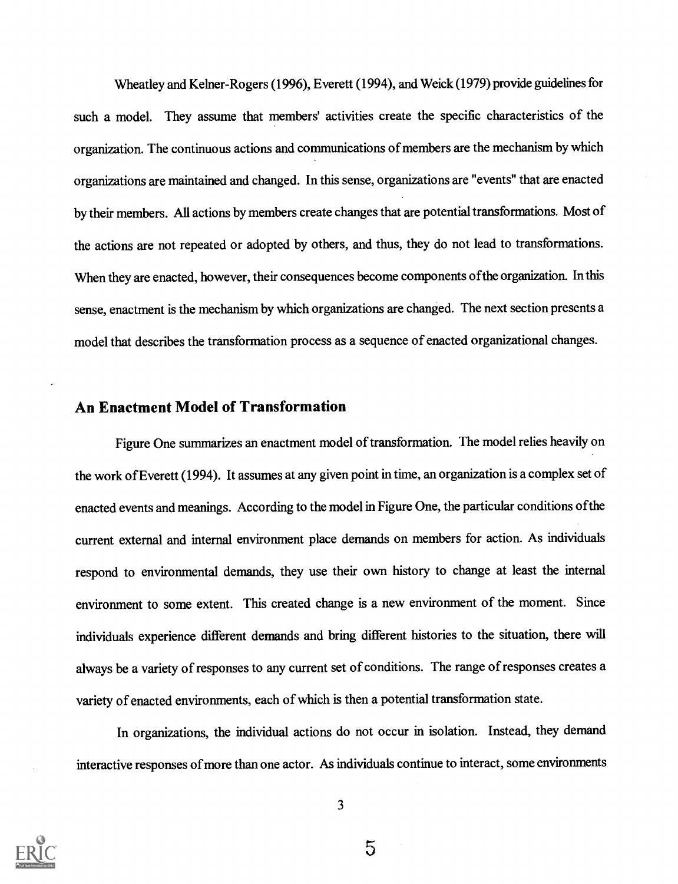Wheatley and Kelner-Rogers (1996), Everett (1994), and Weick (1979) provide guidelines for such a model. They assume that members' activities create the specific characteristics of the organization. The continuous actions and communications of members are the mechanism by which organizations are maintained and changed. In this sense, organizations are "events" that are enacted by their members. All actions by members create changes that are potential transformations. Most of the actions are not repeated or adopted by others, and thus, they do not lead to transformations. When they are enacted, however, their consequences become components of the organization. In this sense, enactment is the mechanism by which organizations are changed. The next section presents a model that describes the transformation process as a sequence of enacted organizational changes.

## An Enactment Model of Transformation

Figure One summarizes an enactment model of transformation. The model relies heavily on the work of Everett (1994). It assumes at any given point in time, an organization is a complex set of enacted events and meanings. According to the model in Figure One, the particular conditions of the current external and internal environment place demands on members for action. As individuals respond to environmental demands, they use their own history to change at least the internal environment to some extent. This created change is a new environment of the moment. Since individuals experience different demands and bring different histories to the situation, there will always be a variety of responses to any current set of conditions. The range of responses creates a variety of enacted environments, each of which is then a potential transformation state.

In organizations, the individual actions do not occur in isolation. Instead, they demand interactive responses of more than one actor. As individuals continue to interact, some environments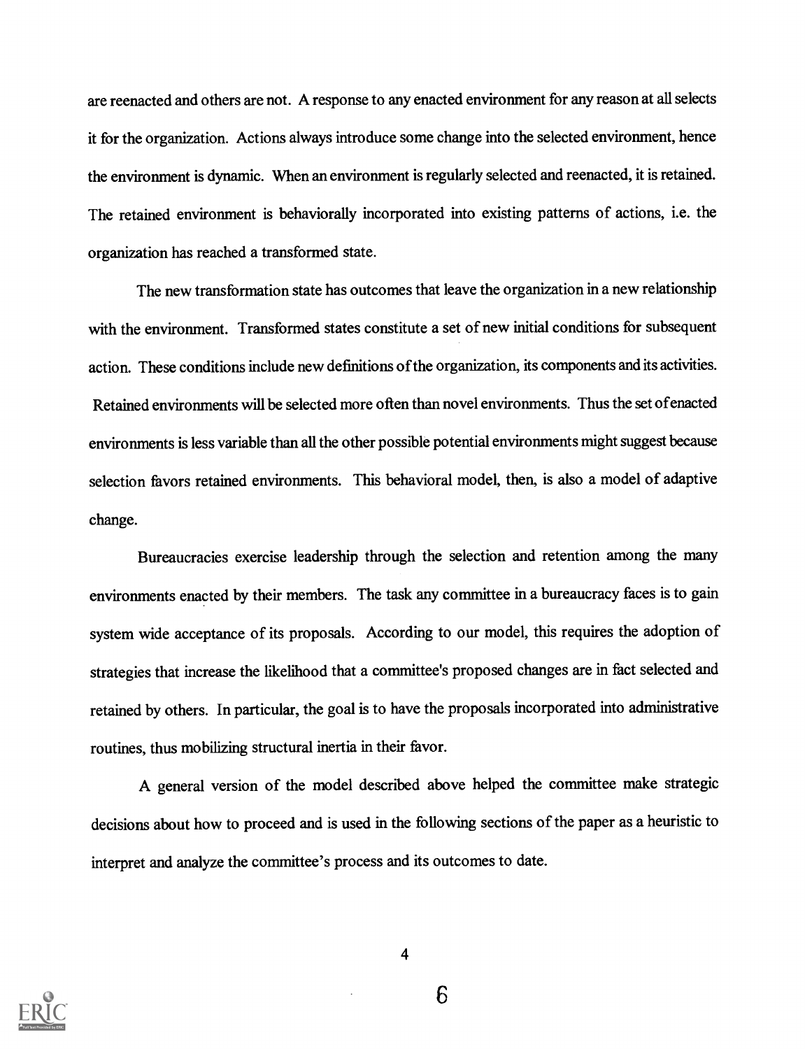are reenacted and others are not. A response to any enacted environment for any reason at all selects it for the organization. Actions always introduce some change into the selected environment, hence the environment is dynamic. When an environment is regularly selected and reenacted, it is retained. The retained environment is behaviorally incorporated into existing patterns of actions, i.e. the organization has reached a transformed state.

The new transformation state has outcomes that leave the organization in a new relationship with the environment. Transformed states constitute a set of new initial conditions for subsequent action. These conditions include new definitions of the organization, its components and its activities. Retained environments will be selected more often than novel environments. Thus the set of enacted environments is less variable than all the other possible potential environments might suggest because selection favors retained environments. This behavioral model, then, is also a model of adaptive change.

Bureaucracies exercise leadership through the selection and retention among the many environments enacted by their members. The task any committee in a bureaucracy faces is to gain system wide acceptance of its proposals. According to our model, this requires the adoption of strategies that increase the likelihood that a committee's proposed changes are in fact selected and retained by others. In particular, the goal is to have the proposals incorporated into administrative routines, thus mobilizing structural inertia in their favor.

A general version of the model described above helped the committee make strategic decisions about how to proceed and is used in the following sections of the paper as a heuristic to interpret and analyze the committee's process and its outcomes to date.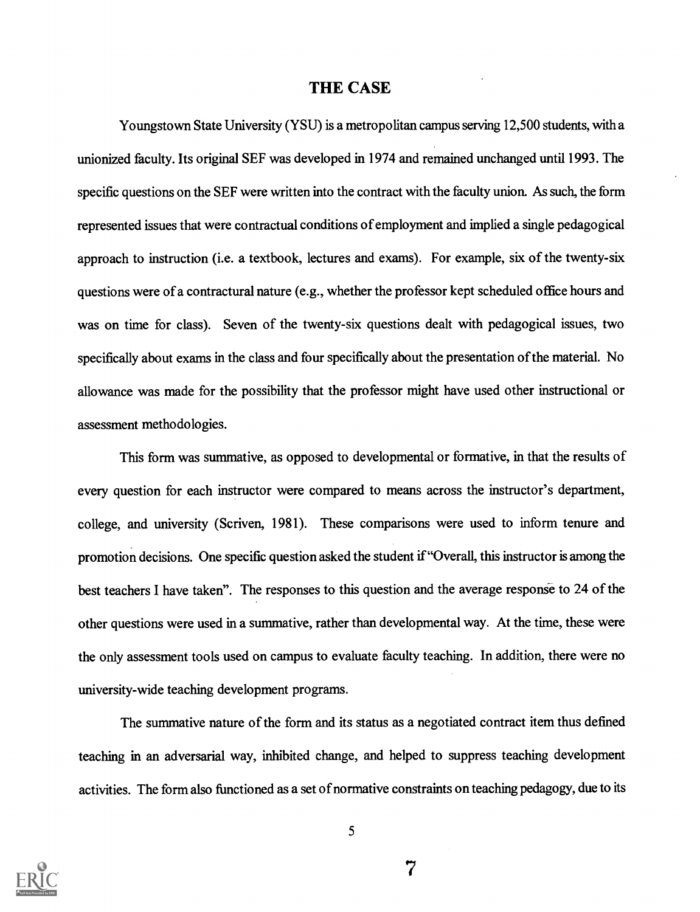## THE CASE

Youngstown State University (YSU) is a metropolitan campus serving 12,500 students, with a unionized faculty. Its original SEF was developed in 1974 and remained unchanged until 1993. The specific questions on the SEF were written into the contract with the faculty union. As such, the form represented issues that were contractual conditions of employment and implied a single pedagogical approach to instruction (i.e. a textbook, lectures and exams). For example, six of the twenty-six questions were of a contractural nature (e.g., whether the professor kept scheduled office hours and was on time for class). Seven of the twenty-six questions dealt with pedagogical issues, two specifically about exams in the class and four specifically about the presentation of the material. No allowance was made for the possibility that the professor might have used other instructional or assessment methodologies.

This form was summative, as opposed to developmental or formative, in that the results of every question for each instructor were compared to means across the instructor's department, college, and university (Scriven, 1981). These comparisons were used to inform tenure and promotion decisions. One specific question asked the student if "Overall, this instructor is among the best teachers I have taken". The responses to this question and the average response to 24 of the other questions were used in a summative, rather than developmental way. At the time, these were the only assessment tools used on campus to evaluate faculty teaching. In addition, there were no university-wide teaching development programs.

The summative nature of the form and its status as a negotiated contract item thus defined teaching in an adversarial way, inhibited change, and helped to suppress teaching development activities. The form also functioned as a set of normative constraints on teaching pedagogy, due to its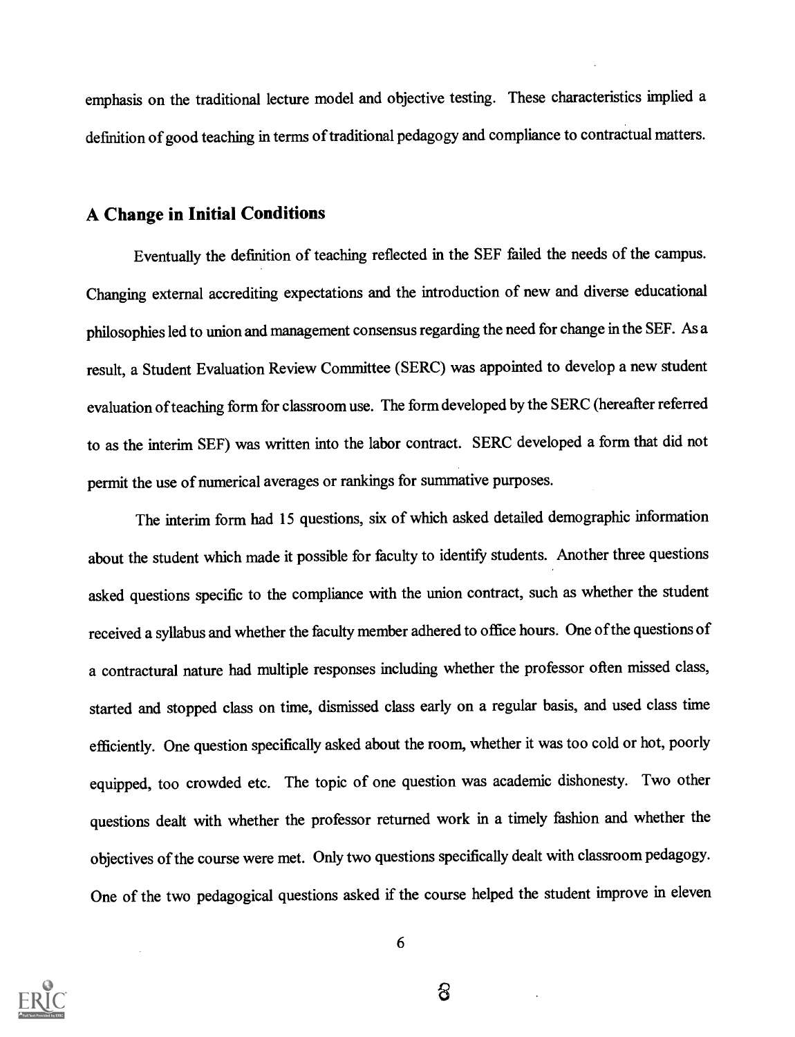emphasis on the traditional lecture model and objective testing. These characteristics implied a definition of good teaching in terms of traditional pedagogy and compliance to contractual matters.

## A Change in Initial Conditions

Eventually the definition of teaching reflected in the SEF failed the needs of the campus. Changing external accrediting expectations and the introduction of new and diverse educational philosophies led to union and management consensus regarding the need for change in the SEF. As a result, a Student Evaluation Review Committee (SERC) was appointed to develop a new student evaluation of teaching form for classroom use. The form developed by the SERC (hereafter referred to as the interim SEF) was written into the labor contract. SERC developed a form that did not permit the use of numerical averages or rankings for summative purposes.

The interim form had 15 questions, six of which asked detailed demographic information about the student which made it possible for faculty to identify students. Another three questions asked questions specific to the compliance with the union contract, such as whether the student received a syllabus and whether the faculty member adhered to office hours. One of the questions of a contractual nature had multiple responses including whether the professor often missed class, started and stopped class on time, dismissed class early on a regular basis, and used class time efficiently. One question specifically asked about the room, whether it was too cold or hot, poorly equipped, too crowded etc. The topic of one question was academic dishonesty. Two other questions dealt with whether the professor returned work in a timely fashion and whether the objectives of the course were met. Only two questions specifically dealt with classroom pedagogy. One of the two pedagogical questions asked if the course helped the student improve in eleven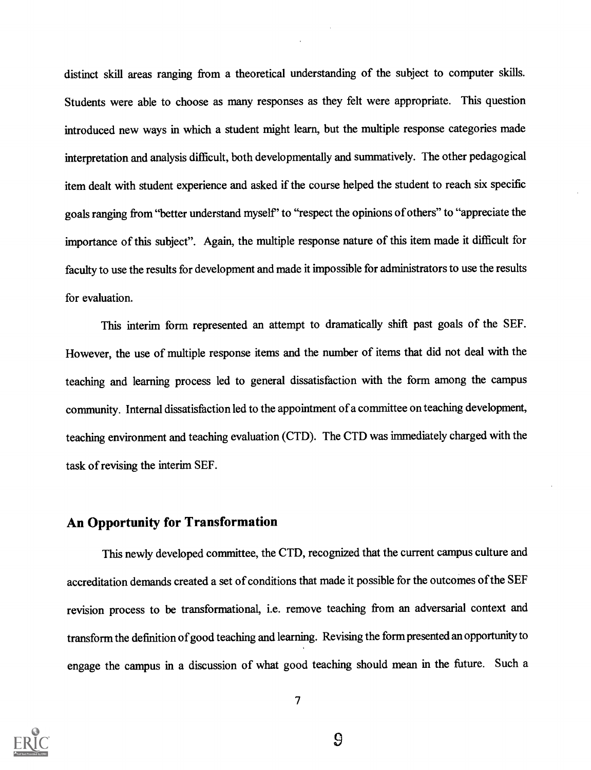distinct skill areas ranging from a theoretical understanding of the subject to computer skills. Students were able to choose as many responses as they felt were appropriate. This question introduced new ways in which a student might learn, but the multiple response categories made interpretation and analysis difficult, both developmentally and summatively. The other pedagogical item dealt with student experience and asked if the course helped the student to reach six specific goals ranging from "better understand myself" to "respect the opinions of others" to "appreciate the importance of this subject". Again, the multiple response nature of this item made it difficult for faculty to use the results for development and made it impossible for administrators to use the results for evaluation.

This interim form represented an attempt to dramatically shift past goals of the SEF. However, the use of multiple response items and the number of items that did not deal with the teaching and learning process led to general dissatisfaction with the form among the campus community. Internal dissatisfaction led to the appointment of a committee on teaching development, teaching environment and teaching evaluation (CTD). The CTD was immediately charged with the task of revising the interim SEF.

## An Opportunity for Transformation

This newly developed committee, the CTD, recognized that the current campus culture and accreditation demands created a set of conditions that made it possible for the outcomes of the SEF revision process to be transformational, i.e. remove teaching from an adversarial context and transform the definition of good teaching and learning. Revising the form presented an opportunity to engage the campus in a discussion of what good teaching should mean in the future. Such a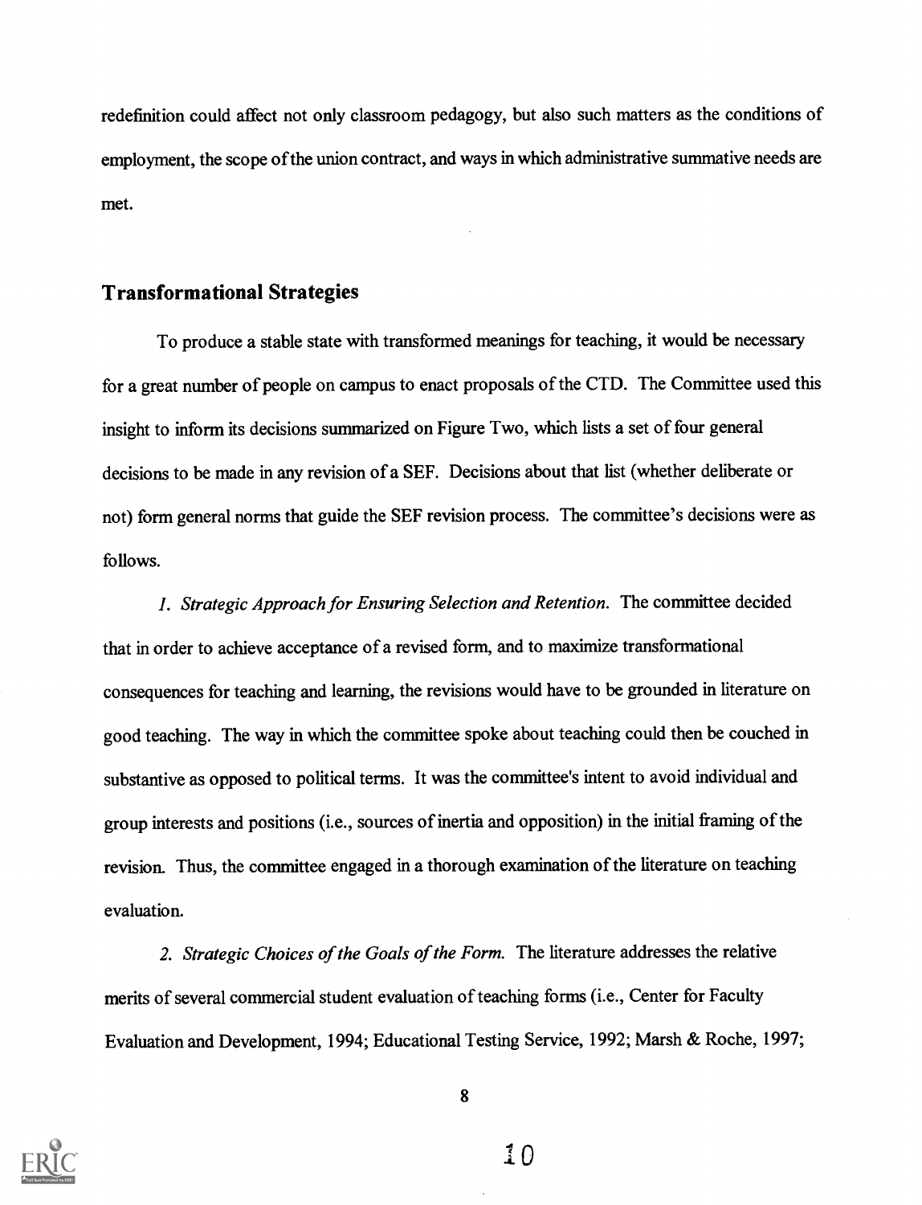redefinition could affect not only classroom pedagogy, but also such matters as the conditions of employment, the scope of the union contract, and ways in which administrative summative needs are met.

## Transformational Strategies

To produce a stable state with transformed meanings for teaching, it would be necessary for a great number of people on campus to enact proposals of the CTD. The Committee used this insight to inform its decisions summarized on Figure Two, which lists a set of four general decisions to be made in any revision of a SEF. Decisions about that list (whether deliberate or not) form general norms that guide the SEF revision process. The committee's decisions were as follows.

*1. Strategic Approach for Ensuring Selection and Retention.* The committee decided that in order to achieve acceptance of a revised form, and to maximize transformational consequences for teaching and learning, the revisions would have to be grounded in literature on good teaching. The way in which the committee spoke about teaching could then be couched in substantive as opposed to political terms. It was the committee's intent to avoid individual and group interests and positions (i.e., sources of inertia and opposition) in the initial framing of the revision. Thus, the committee engaged in a thorough examination of the literature on teaching evaluation.

*2. Strategic Choices of the Goals of the Form.* The literature addresses the relative merits of several commercial student evaluation of teaching forms (i.e., Center for Faculty Evaluation and Development, 1994; Educational Testing Service, 1992; Marsh & Roche, 1997;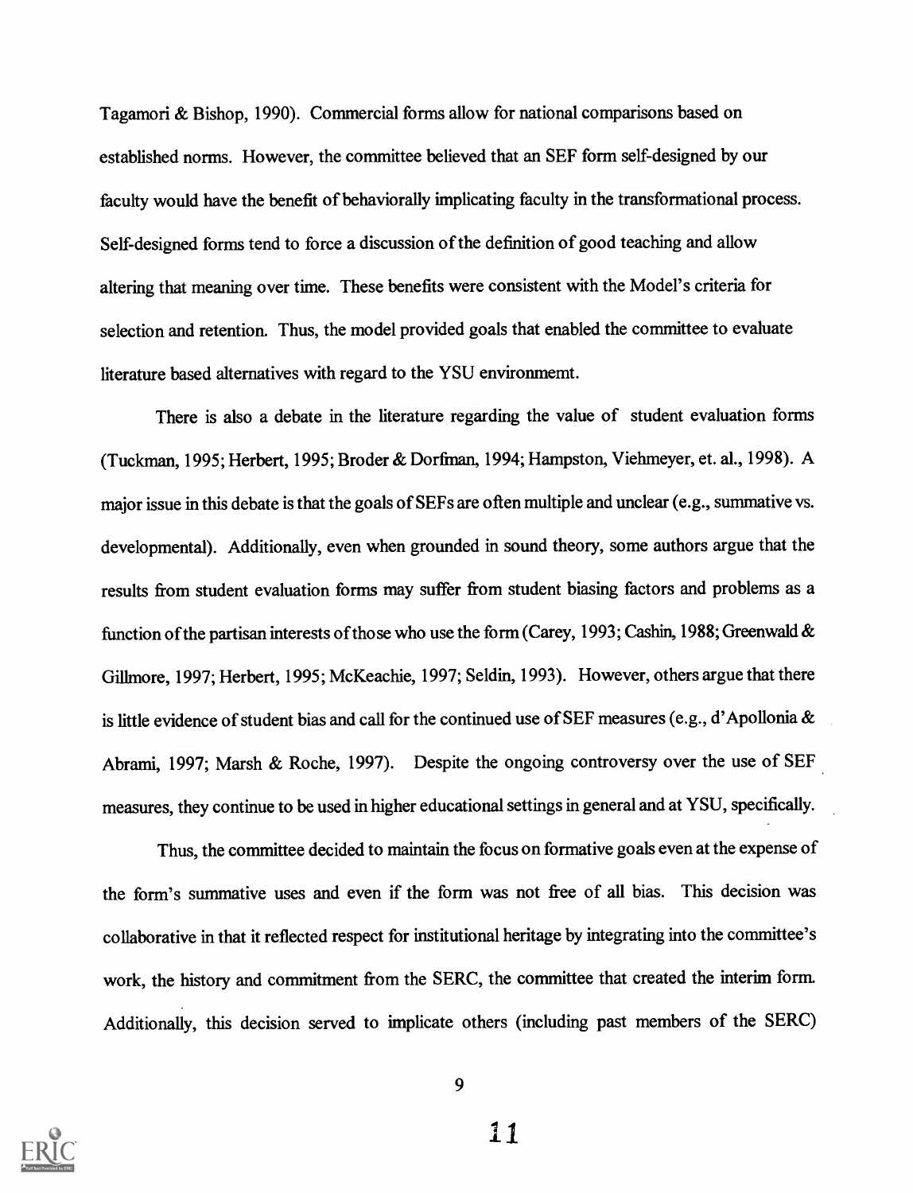Tagamori & Bishop, 1990). Commercial forms allow for national comparisons based on established norms. However, the committee believed that an SEF form self-designed by our faculty would have the benefit of behaviorally implicating faculty in the transformational process. Self-designed forms tend to force a discussion of the definition of good teaching and allow altering that meaning over time. These benefits were consistent with the Model's criteria for selection and retention. Thus, the model provided goals that enabled the committee to evaluate literature based alternatives with regard to the YSU environmemt.

There is also a debate in the literature regarding the value of student evaluation forms (Tuckman, 1995; Herbert, 1995; Broder & Dorfman, 1994; Hampston, Viehmeyer, et. al., 1998). A major issue in this debate is that the goals of SEFs are often multiple and unclear (e.g., summative vs. developmental). Additionally, even when grounded in sound theory, some authors argue that the results from student evaluation forms may suffer from student biasing factors and problems as a function of the partisan interests of those who use the form (Carey, 1993; Cashin, 1988; Greenwald & Gillmore, 1997; Herbert, 1995; McKeachie, 1997; Seldin, 1993). However, others argue that there is little evidence of student bias and call for the continued use of SEF measures (e.g., d'Apollonia & Abrami, 1997; Marsh & Roche, 1997). Despite the ongoing controversy over the use of SEF measures, they continue to be used in higher educational settings in general and at YSU, specifically.

Thus, the committee decided to maintain the focus on formative goals even at the expense of the form's summative uses and even if the form was not free of all bias. This decision was collaborative in that it reflected respect for institutional heritage by integrating into the committee's work, the history and commitment from the SERC, the committee that created the interim form. Additionally, this decision served to implicate others (including past members of the SERC)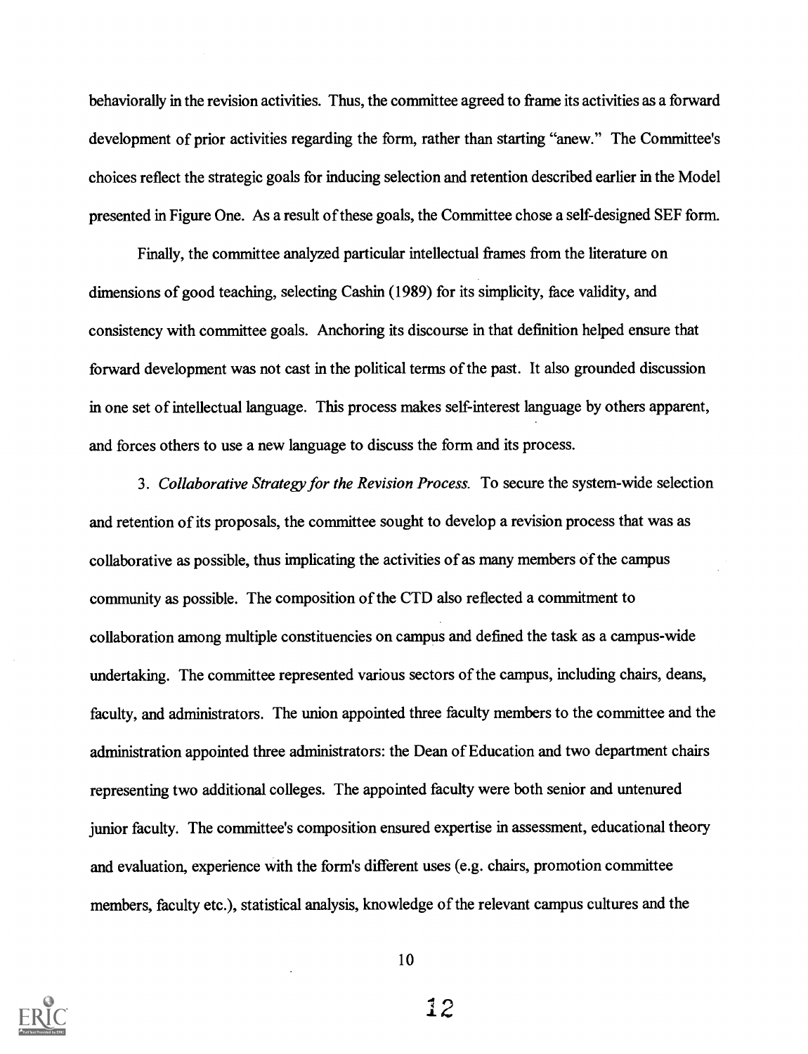behaviorally in the revision activities. Thus, the committee agreed to frame its activities as a forward development of prior activities regarding the form, rather than starting "anew." The Committee's choices reflect the strategic goals for inducing selection and retention described earlier in the Model presented in Figure One. As a result of these goals, the Committee chose a self-designed SEF form.

Finally, the committee analyzed particular intellectual frames from the literature on dimensions of good teaching, selecting Cashin (1989) for its simplicity, face validity, and consistency with committee goals. Anchoring its discourse in that definition helped ensure that forward development was not cast in the political terms of the past. It also grounded discussion in one set of intellectual language. This process makes self-interest language by others apparent, and forces others to use a new language to discuss the form and its process.

3. *Collaborative Strategy for the Revision Process.* To secure the system-wide selection and retention of its proposals, the committee sought to develop a revision process that was as collaborative as possible, thus implicating the activities of as many members of the campus community as possible. The composition of the CTD also reflected a commitment to collaboration among multiple constituencies on campus and defined the task as a campus-wide undertaking. The committee represented various sectors of the campus, including chairs, deans, faculty, and administrators. The union appointed three faculty members to the committee and the administration appointed three administrators: the Dean of Education and two department chairs representing two additional colleges. The appointed faculty were both senior and untenured junior faculty. The committee's composition ensured expertise in assessment, educational theory and evaluation, experience with the form's different uses (e.g. chairs, promotion committee members, faculty etc.), statistical analysis, knowledge of the relevant campus cultures and the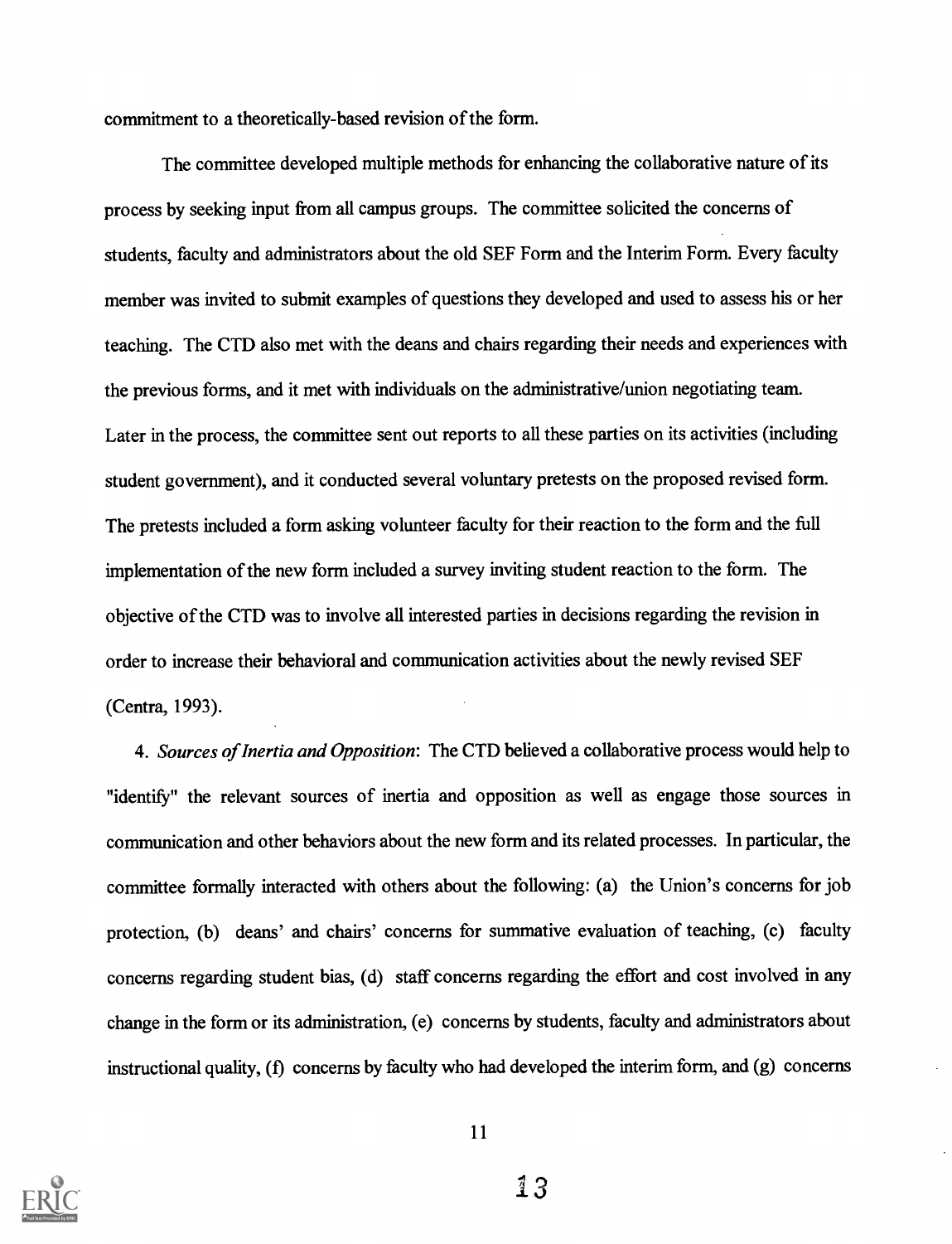commitment to a theoretically-based revision of the form.

The committee developed multiple methods for enhancing the collaborative nature of its process by seeking input from all campus groups. The committee solicited the concerns of students, faculty and administrators about the old SEF Form and the Interim Form. Every faculty member was invited to submit examples of questions they developed and used to assess his or her teaching. The CTD also met with the deans and chairs regarding their needs and experiences with the previous forms, and it met with individuals on the administrative/union negotiating team. Later in the process, the committee sent out reports to all these parties on its activities (including student government), and it conducted several voluntary pretests on the proposed revised form. The pretests included a form asking volunteer faculty for their reaction to the form and the full implementation of the new form included a survey inviting student reaction to the form. The objective of the CTD was to involve all interested parties in decisions regarding the revision in order to increase their behavioral and communication activities about the newly revised SEF (Centra, 1993).

4. *Sources of Inertia and Opposition*: The CTD believed a collaborative process would help to "identify" the relevant sources of inertia and opposition as well as engage those sources in communication and other behaviors about the new form and its related processes. In particular, the committee formally interacted with others about the following: (a) the Union's concerns for job protection, (b) deans' and chairs' concerns for summative evaluation of teaching, (c) faculty concerns regarding student bias, (d) staff concerns regarding the effort and cost involved in any change in the form or its administration, (e) concerns by students, faculty and administrators about instructional quality, (f) concerns by faculty who had developed the interim form, and (g) concerns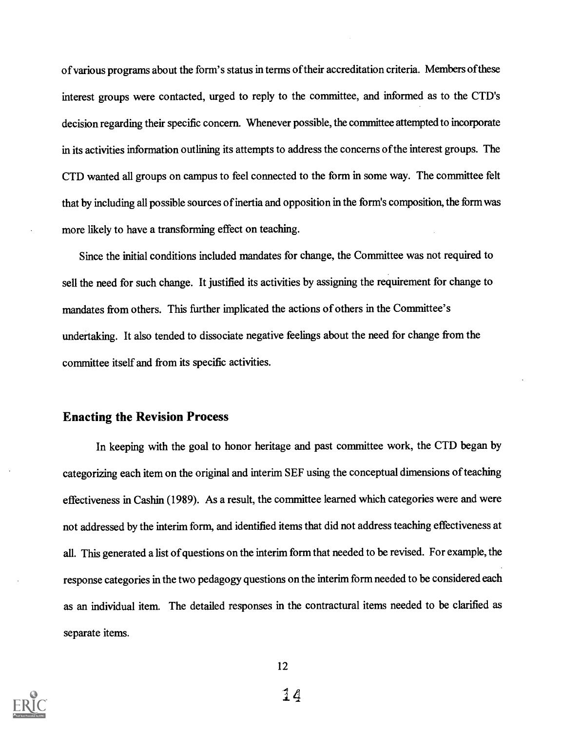of various programs about the form's status in terms of their accreditation criteria. Members of these interest groups were contacted, urged to reply to the committee, and informed as to the CTD's decision regarding their specific concern. Whenever possible, the committee attempted to incorporate in its activities information outlining its attempts to address the concerns of the interest groups. The CTD wanted all groups on campus to feel connected to the form in some way. The committee felt that by including all possible sources of inertia and opposition in the form's composition, the form was more likely to have a transforming effect on teaching.

Since the initial conditions included mandates for change, the Committee was not required to sell the need for such change. It justified its activities by assigning the requirement for change to mandates from others. This further implicated the actions of others in the Committee's undertaking. It also tended to dissociate negative feelings about the need for change from the committee itself and from its specific activities.

## Enacting the Revision Process

In keeping with the goal to honor heritage and past committee work, the CTD began by categorizing each item on the original and interim SEF using the conceptual dimensions of teaching effectiveness in Cashin (1989). As a result, the committee learned which categories were and were not addressed by the interim form, and identified items that did not address teaching effectiveness at all. This generated a list of questions on the interim form that needed to be revised. For example, the response categories in the two pedagogy questions on the interim form needed to be considered each as an individual item. The detailed responses in the contractural items needed to be clarified as separate items.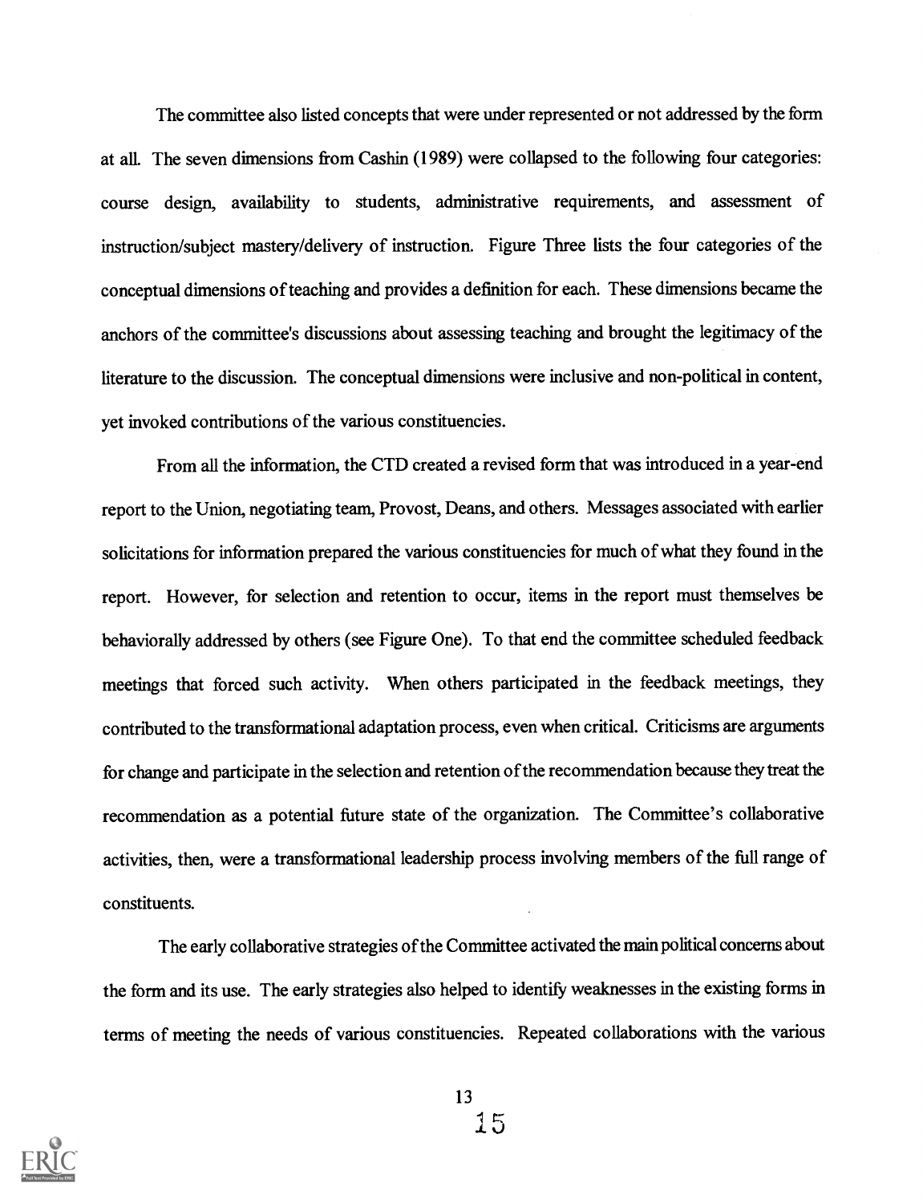The committee also listed concepts that were under represented or not addressed by the form at all. The seven dimensions from Cashin (1989) were collapsed to the following four categories: course design, availability to students, administrative requirements, and assessment of instruction/subject mastery/delivery of instruction. Figure Three lists the four categories of the conceptual dimensions of teaching and provides a definition for each. These dimensions became the anchors of the committee's discussions about assessing teaching and brought the legitimacy of the literature to the discussion. The conceptual dimensions were inclusive and non-political in content, yet invoked contributions of the various constituencies.

From all the information, the CTD created a revised form that was introduced in a year-end report to the Union, negotiating team, Provost, Deans, and others. Messages associated with earlier solicitations for information prepared the various constituencies for much of what they found in the report. However, for selection and retention to occur, items in the report must themselves be behaviorally addressed by others (see Figure One). To that end the committee scheduled feedback meetings that forced such activity. When others participated in the feedback meetings, they contributed to the transformational adaptation process, even when critical. Criticisms are arguments for change and participate in the selection and retention of the recommendation because they treat the recommendation as a potential future state of the organization. The Committee's collaborative activities, then, were a transformational leadership process involving members of the full range of constituents.

The early collaborative strategies of the Committee activated the main political concerns about the form and its use. The early strategies also helped to identify weaknesses in the existing forms in terms of meeting the needs of various constituencies. Repeated collaborations with the various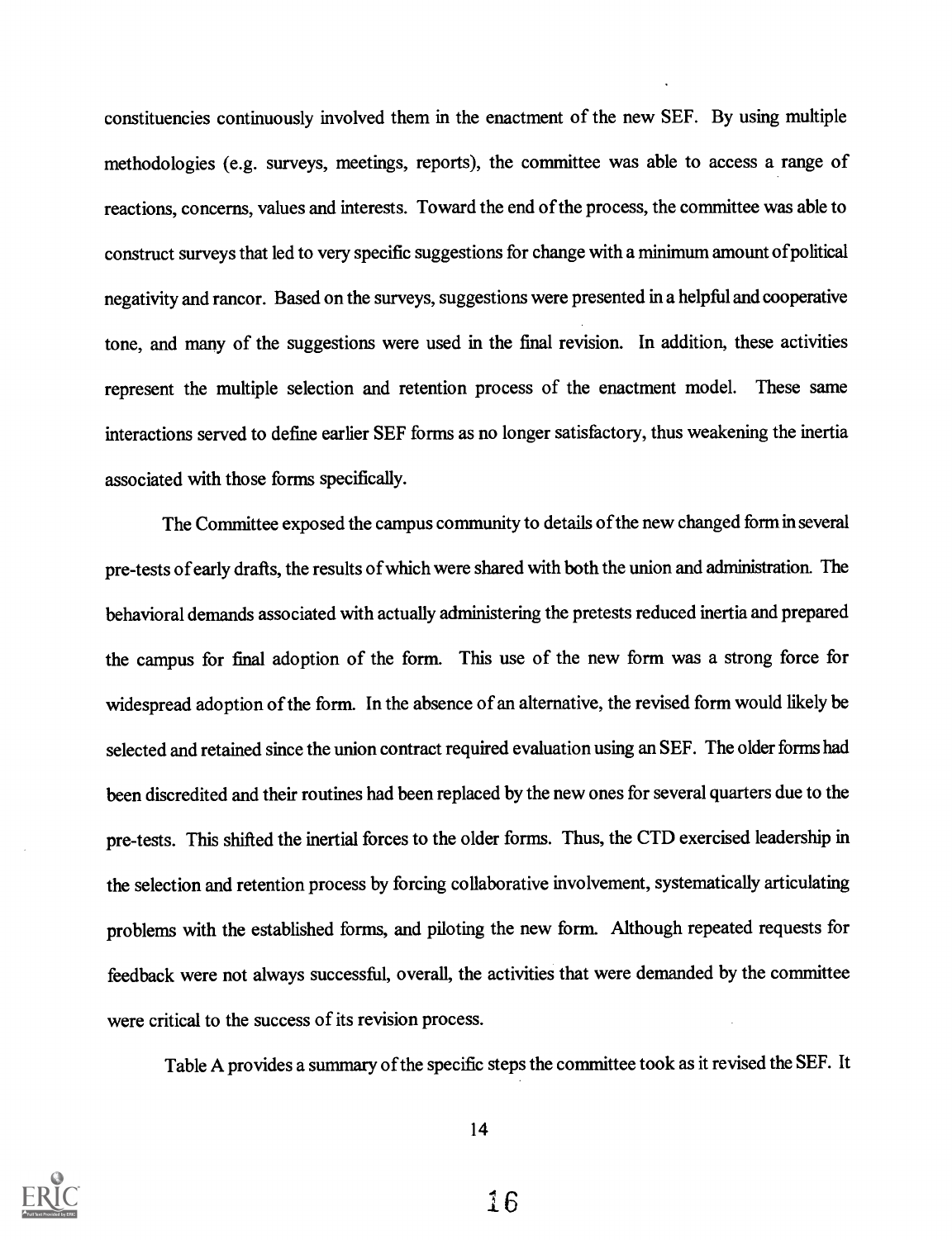constituencies continuously involved them in the enactment of the new SEF. By using multiple methodologies (e.g. surveys, meetings, reports), the committee was able to access a range of reactions, concerns, values and interests. Toward the end of the process, the committee was able to construct surveys that led to very specific suggestions for change with a minimum amount of political negativity and rancor. Based on the surveys, suggestions were presented in a helpful and cooperative tone, and many of the suggestions were used in the final revision. In addition, these activities represent the multiple selection and retention process of the enactment model. These same interactions served to define earlier SEF forms as no longer satisfactory, thus weakening the inertia associated with those forms specifically.

The Committee exposed the campus community to details of the new changed form in several pre-tests of early drafts, the results of which were shared with both the union and administration. The behavioral demands associated with actually administering the pretests reduced inertia and prepared the campus for final adoption of the form. This use of the new form was a strong force for widespread adoption of the form. In the absence of an alternative, the revised form would likely be selected and retained since the union contract required evaluation using an SEF. The older forms had been discredited and their routines had been replaced by the new ones for several quarters due to the pre-tests. This shifted the inertial forces to the older forms. Thus, the CTD exercised leadership in the selection and retention process by forcing collaborative involvement, systematically articulating problems with the established forms, and piloting the new form. Although repeated requests for feedback were not always successful, overall, the activities that were demanded by the committee were critical to the success of its revision process.

Table A provides a summary of the specific steps the committee took as it revised the SEF. It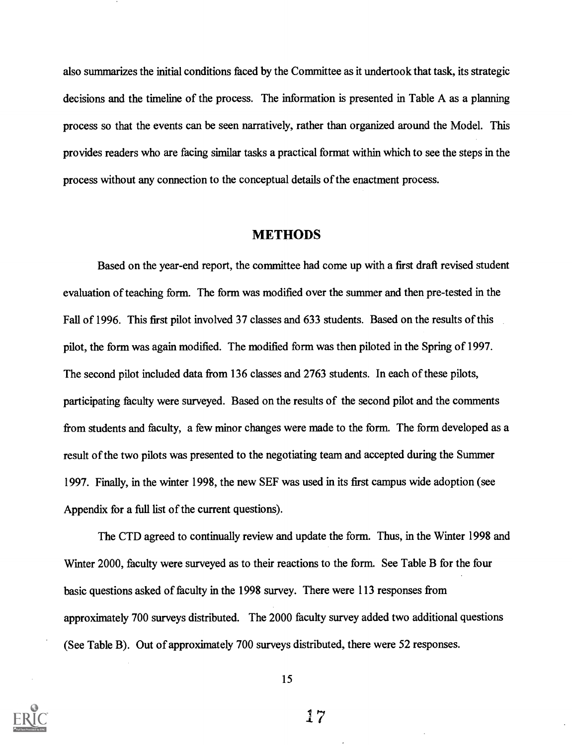also summarizes the initial conditions faced by the Committee as it undertook that task, its strategic decisions and the timeline of the process. The information is presented in Table A as a planning process so that the events can be seen narratively, rather than organized around the Model. This provides readers who are facing similar tasks a practical format within which to see the steps in the process without any connection to the conceptual details of the enactment process.

## METHODS

Based on the year-end report, the committee had come up with a first draft revised student evaluation of teaching form. The form was modified over the summer and then pre-tested in the Fall of 1996. This first pilot involved 37 classes and 633 students. Based on the results of this pilot, the form was again modified. The modified form was then piloted in the Spring of 1997. The second pilot included data from 136 classes and 2763 students. In each of these pilots, participating faculty were surveyed. Based on the results of the second pilot and the comments from students and faculty, a few minor changes were made to the form. The form developed as a result of the two pilots was presented to the negotiating team and accepted during the Summer 1997. Finally, in the winter 1998, the new SEF was used in its first campus wide adoption (see Appendix for a full list of the current questions).

The CTD agreed to continually review and update the form. Thus, in the Winter 1998 and Winter 2000, faculty were surveyed as to their reactions to the form. See Table B for the four basic questions asked of faculty in the 1998 survey. There were 113 responses from approximately 700 surveys distributed. The 2000 faculty survey added two additional questions (See Table B). Out of approximately 700 surveys distributed, there were 52 responses.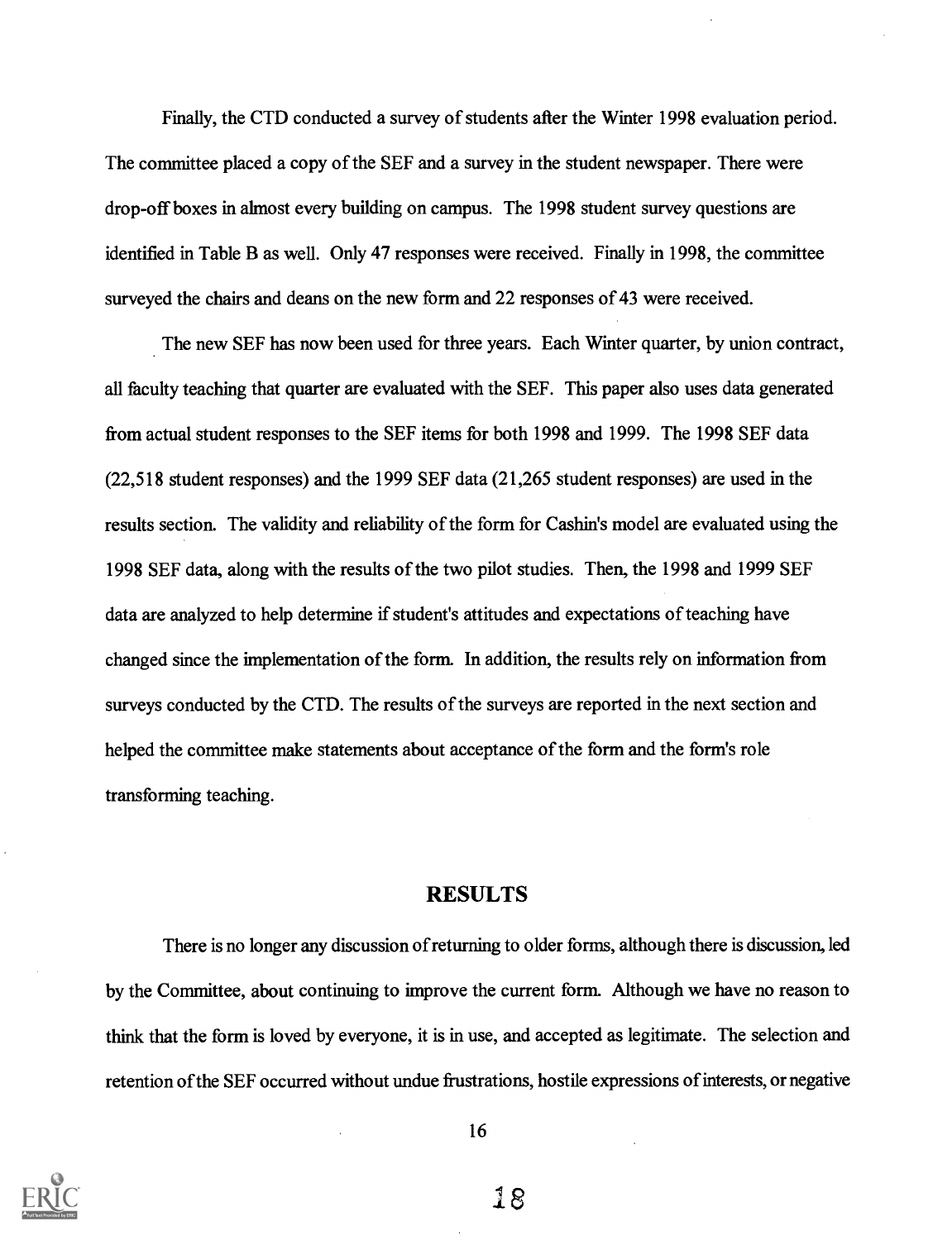Finally, the CTD conducted a survey of students after the Winter 1998 evaluation period. The committee placed a copy of the SEF and a survey in the student newspaper. There were drop-off boxes in almost every building on campus. The 1998 student survey questions are identified in Table B as well. Only 47 responses were received. Finally in 1998, the committee surveyed the chairs and deans on the new form and 22 responses of 43 were received.

The new SEF has now been used for three years. Each Winter quarter, by union contract, all faculty teaching that quarter are evaluated with the SEF. This paper also uses data generated from actual student responses to the SEF items for both 1998 and 1999. The 1998 SEF data (22,518 student responses) and the 1999 SEF data (21,265 student responses) are used in the results section. The validity and reliability of the form for Cashin's model are evaluated using the 1998 SEF data, along with the results of the two pilot studies. Then, the 1998 and 1999 SEF data are analyzed to help determine if student's attitudes and expectations of teaching have changed since the implementation of the form. In addition, the results rely on information from surveys conducted by the CTD. The results of the surveys are reported in the next section and helped the committee make statements about acceptance of the form and the form's role transforming teaching.

## RESULTS

There is no longer any discussion of returning to older forms, although there is discussion, led by the Committee, about continuing to improve the current form. Although we have no reason to think that the form is loved by everyone, it is in use, and accepted as legitimate. The selection and retention of the SEF occurred without undue frustrations, hostile expressions of interests, or negative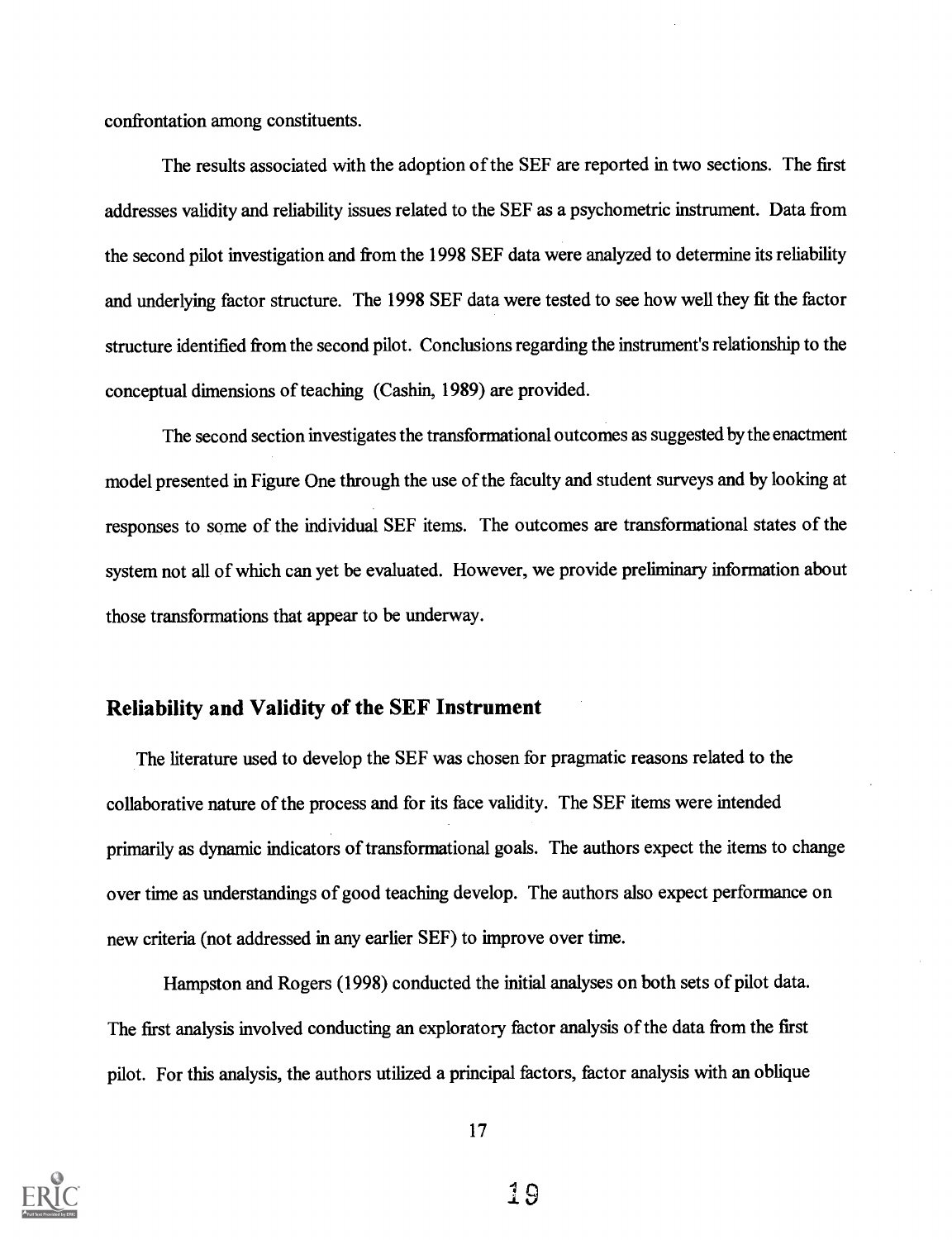confrontation among constituents.

The results associated with the adoption of the SEF are reported in two sections. The first addresses validity and reliability issues related to the SEF as a psychometric instrument. Data from the second pilot investigation and from the 1998 SEF data were analyzed to determine its reliability and underlying factor structure. The 1998 SEF data were tested to see how well they fit the factor structure identified from the second pilot. Conclusions regarding the instrument's relationship to the conceptual dimensions of teaching (Cashin, 1989) are provided.

The second section investigates the transformational outcomes as suggested by the enactment model presented in Figure One through the use of the faculty and student surveys and by looking at responses to some of the individual SEF items. The outcomes are transformational states of the system not all of which can yet be evaluated. However, we provide preliminary information about those transformations that appear to be underway.

## Reliability and Validity of the SEF Instrument

The literature used to develop the SEF was chosen for pragmatic reasons related to the collaborative nature of the process and for its face validity. The SEF items were intended primarily as dynamic indicators of transformational goals. The authors expect the items to change over time as understandings of good teaching develop. The authors also expect performance on new criteria (not addressed in any earlier SEF) to improve over time.

Hampston and Rogers (1998) conducted the initial analyses on both sets of pilot data. The first analysis involved conducting an exploratory factor analysis of the data from the first pilot. For this analysis, the authors utilized a principal factors, factor analysis with an oblique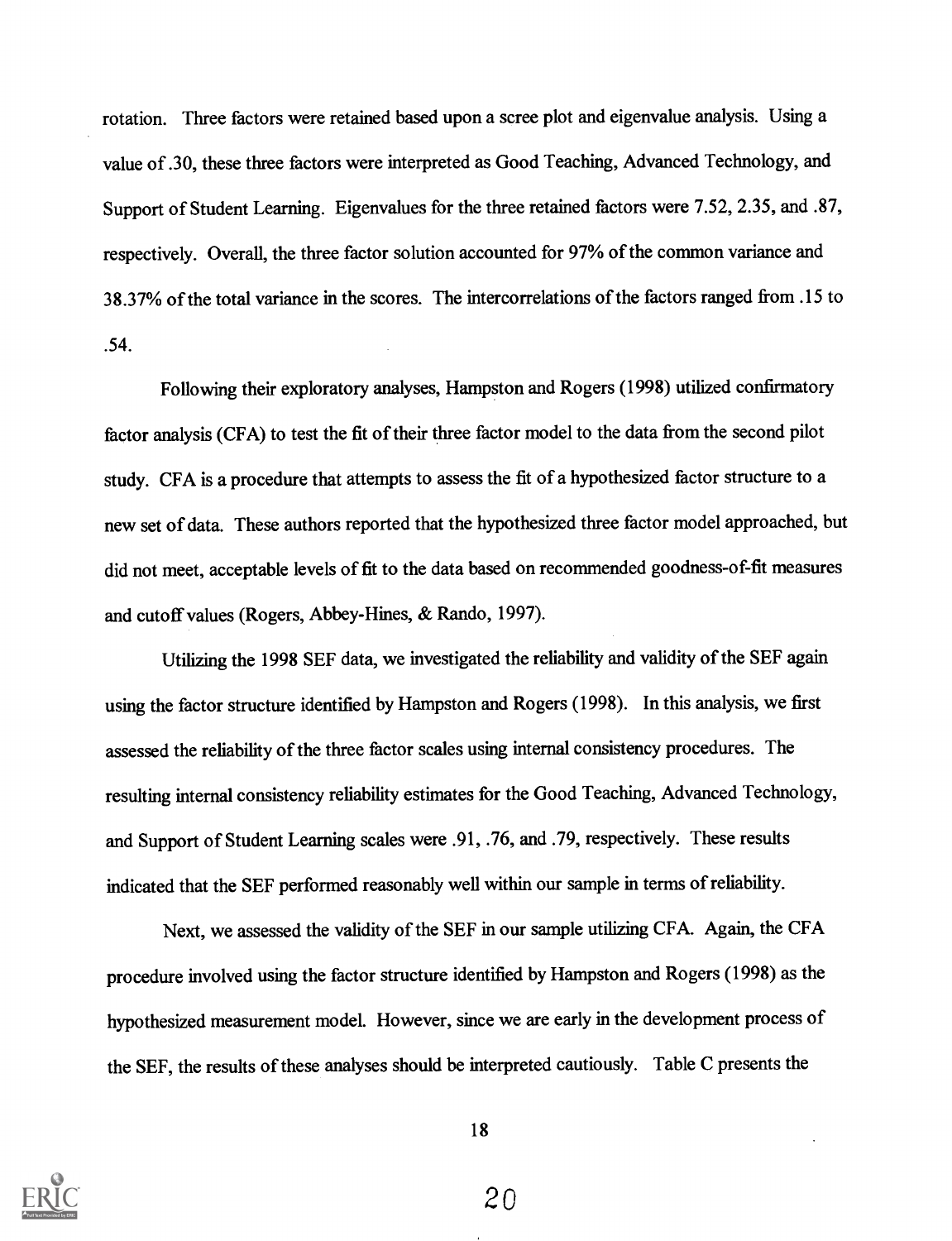rotation. Three factors were retained based upon a scree plot and eigenvalue analysis. Using a value of .30, these three factors were interpreted as Good Teaching, Advanced Technology, and Support of Student Learning. Eigenvalues for the three retained factors were 7.52, 2.35, and .87, respectively. Overall, the three factor solution accounted for 97% of the common variance and 38.37% of the total variance in the scores. The intercorrelations of the factors ranged from .15 to .54.

Following their exploratory analyses, Hampston and Rogers (1998) utilized confirmatory factor analysis (CFA) to test the fit of their three factor model to the data from the second pilot study. CFA is a procedure that attempts to assess the fit of a hypothesized factor structure to a new set of data. These authors reported that the hypothesized three factor model approached, but did not meet, acceptable levels of fit to the data based on recommended goodness-of-fit measures and cutoff values (Rogers, Abbey-Hines, & Rando, 1997).

Utilizing the 1998 SEF data, we investigated the reliability and validity of the SEF again using the factor structure identified by Hampston and Rogers (1998). In this analysis, we first assessed the reliability of the three factor scales using internal consistency procedures. The resulting internal consistency reliability estimates for the Good Teaching, Advanced Technology, and Support of Student Learning scales were .91, .76, and .79, respectively. These results indicated that the SEF performed reasonably well within our sample in terms of reliability.

Next, we assessed the validity of the SEF in our sample utilizing CFA. Again, the CFA procedure involved using the factor structure identified by Hampston and Rogers (1998) as the hypothesized measurement model. However, since we are early in the development process of the SEF, the results of these analyses should be interpreted cautiously. Table C presents the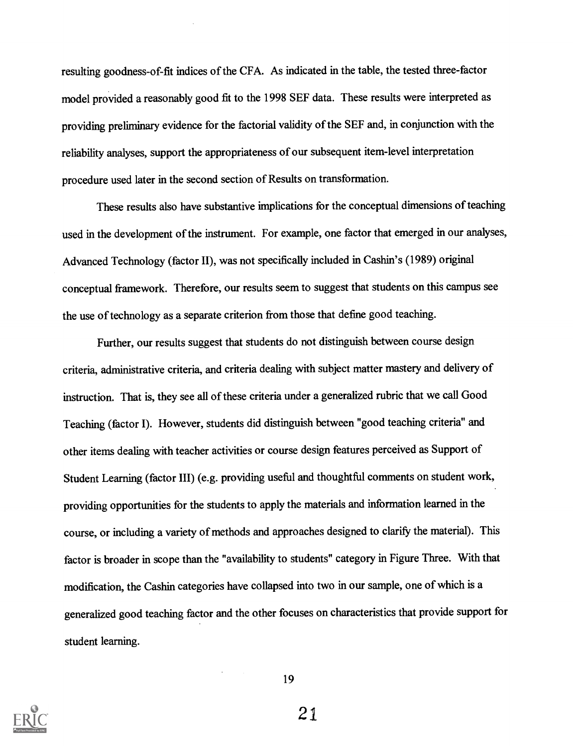resulting goodness-of-fit indices of the CFA. As indicated in the table, the tested three-factor model provided a reasonably good fit to the 1998 SEF data. These results were interpreted as providing preliminary evidence for the factorial validity of the SEF and, in conjunction with the reliability analyses, support the appropriateness of our subsequent item-level interpretation procedure used later in the second section of Results on transformation.

These results also have substantive implications for the conceptual dimensions of teaching used in the development of the instrument. For example, one factor that emerged in our analyses, Advanced Technology (factor II), was not specifically included in Cashin's (1989) original conceptual framework. Therefore, our results seem to suggest that students on this campus see the use of technology as a separate criterion from those that define good teaching.

Further, our results suggest that students do not distinguish between course design criteria, administrative criteria, and criteria dealing with subject matter mastery and delivery of instruction. That is, they see all of these criteria under a generalized rubric that we call Good Teaching (factor I). However, students did distinguish between "good teaching criteria" and other items dealing with teacher activities or course design features perceived as Support of Student Learning (factor III) (e.g. providing useful and thoughtful comments on student work, providing opportunities for the students to apply the materials and information learned in the course, or including a variety of methods and approaches designed to clarify the material). This factor is broader in scope than the "availability to students" category in Figure Three. With that modification, the Cashin categories have collapsed into two in our sample, one of which is a generalized good teaching factor and the other focuses on characteristics that provide support for student learning.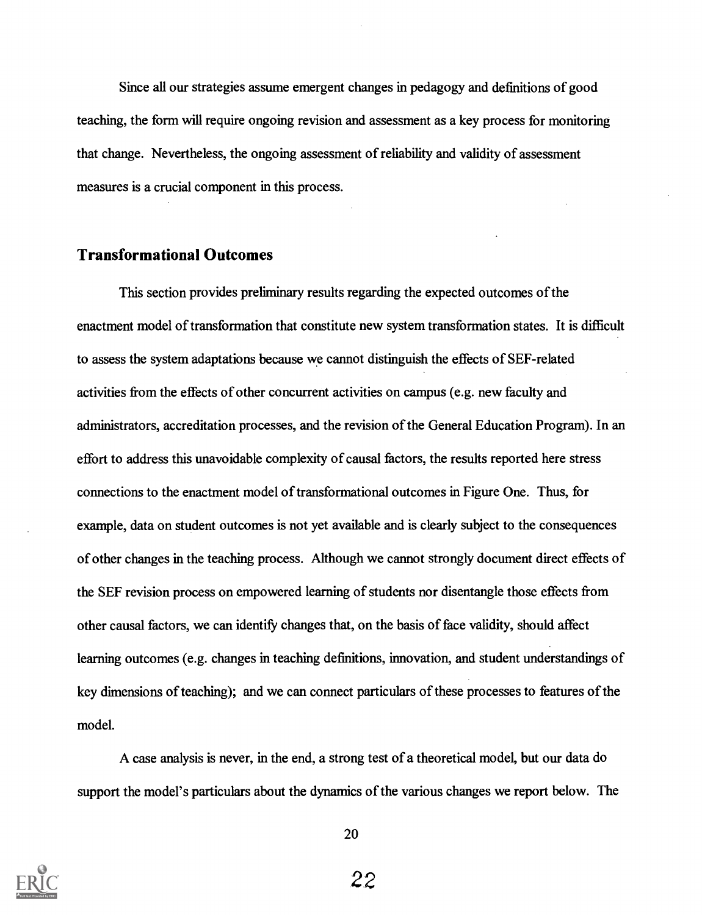Since all our strategies assume emergent changes in pedagogy and definitions of good teaching, the form will require ongoing revision and assessment as a key process for monitoring that change. Nevertheless, the ongoing assessment of reliability and validity of assessment measures is a crucial component in this process.

## Transformational Outcomes

This section provides preliminary results regarding the expected outcomes of the enactment model of transformation that constitute new system transformation states. It is difficult to assess the system adaptations because we cannot distinguish the effects of SEF-related activities from the effects of other concurrent activities on campus (e.g. new faculty and administrators, accreditation processes, and the revision of the General Education Program). In an effort to address this unavoidable complexity of causal factors, the results reported here stress connections to the enactment model of transformational outcomes in Figure One. Thus, for example, data on student outcomes is not yet available and is clearly subject to the consequences of other changes in the teaching process. Although we cannot strongly document direct effects of the SEF revision process on empowered learning of students nor disentangle those effects from other causal factors, we can identify changes that, on the basis of face validity, should affect learning outcomes (e.g. changes in teaching definitions, innovation, and student understandings of key dimensions of teaching); and we can connect particulars of these processes to features of the model.

A case analysis is never, in the end, a strong test of a theoretical model, but our data do support the model's particulars about the dynamics of the various changes we report below. The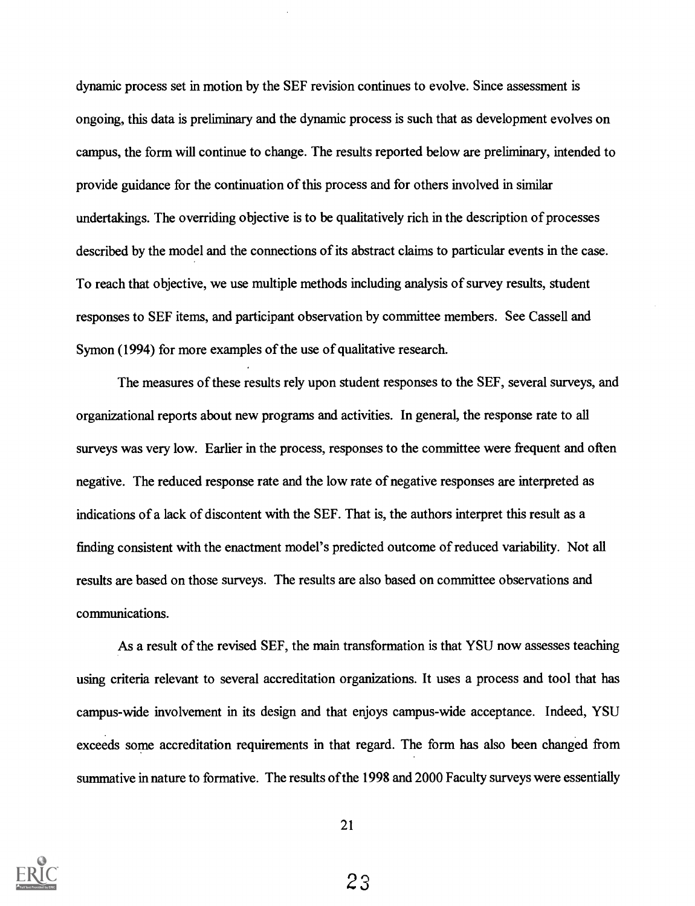dynamic process set in motion by the SEF revision continues to evolve. Since assessment is ongoing, this data is preliminary and the dynamic process is such that as development evolves on campus, the form will continue to change. The results reported below are preliminary, intended to provide guidance for the continuation of this process and for others involved in similar undertakings. The overriding objective is to be qualitatively rich in the description of processes described by the model and the connections of its abstract claims to particular events in the case. To reach that objective, we use multiple methods including analysis of survey results, student responses to SEF items, and participant observation by committee members. See Cassell and Symon (1994) for more examples of the use of qualitative research.

The measures of these results rely upon student responses to the SEF, several surveys, and organizational reports about new programs and activities. In general, the response rate to all surveys was very low. Earlier in the process, responses to the committee were frequent and often negative. The reduced response rate and the low rate of negative responses are interpreted as indications of a lack of discontent with the SEF. That is, the authors interpret this result as a finding consistent with the enactment model's predicted outcome of reduced variability. Not all results are based on those surveys. The results are also based on committee observations and communications.

As a result of the revised SEF, the main transformation is that YSU now assesses teaching using criteria relevant to several accreditation organizations. It uses a process and tool that has campus-wide involvement in its design and that enjoys campus-wide acceptance. Indeed, YSU exceeds some accreditation requirements in that regard. The form has also been changed from summative in nature to formative. The results of the 1998 and 2000 Faculty surveys were essentially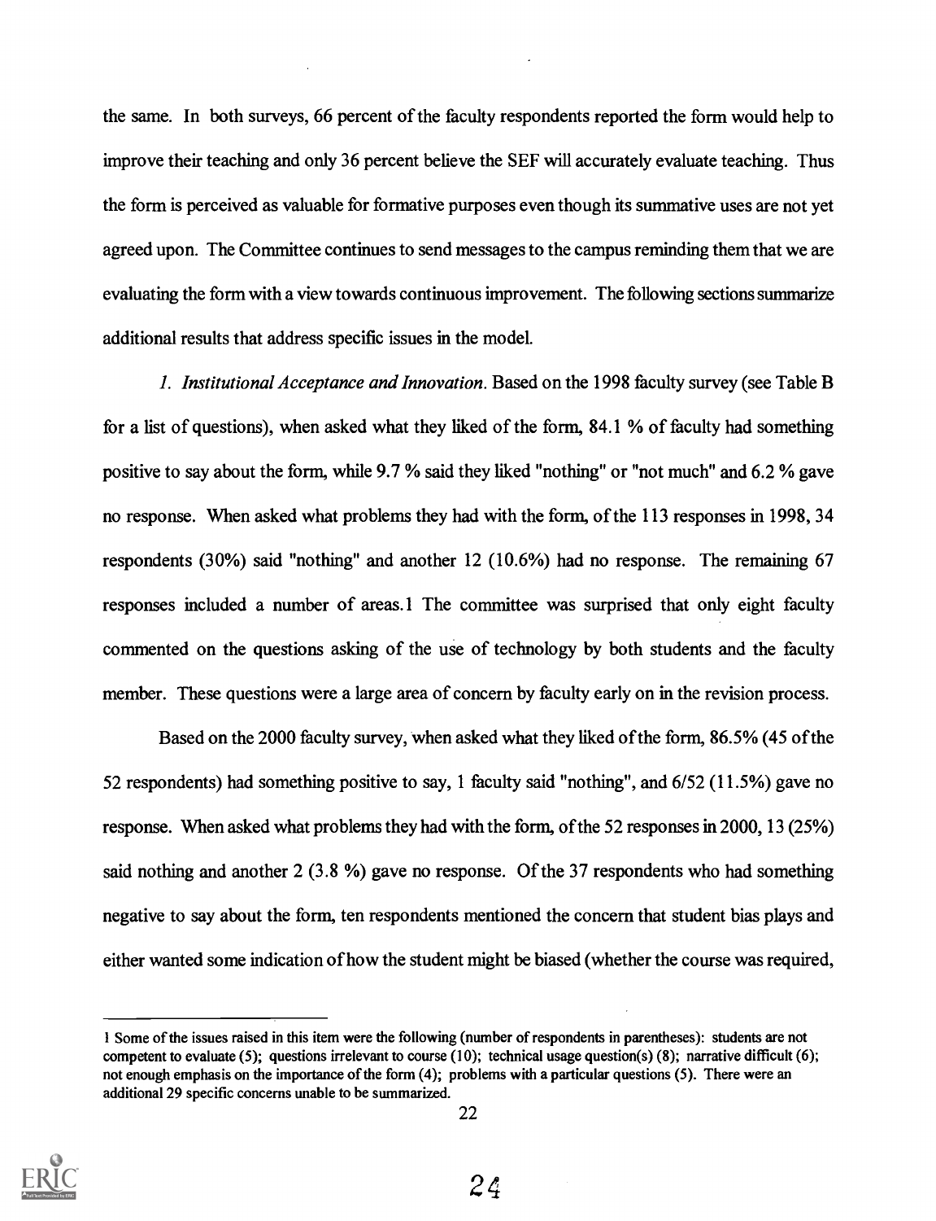the same. In both surveys, 66 percent of the faculty respondents reported the form would help to improve their teaching and only 36 percent believe the SEF will accurately evaluate teaching. Thus the form is perceived as valuable for formative purposes even though its summative uses are not yet agreed upon. The Committee continues to send messages to the campus reminding them that we are evaluating the form with a view towards continuous improvement. The following sections summarize additional results that address specific issues in the model.

*1. Institutional Acceptance and Innovation.* Based on the 1998 faculty survey (see Table B for a list of questions), when asked what they liked of the form, 84.1 % of faculty had something positive to say about the form, while 9.7 % said they liked "nothing" or "not much" and 6.2 % gave no response. When asked what problems they had with the form, of the 113 responses in 1998, 34 respondents (30%) said "nothing" and another 12 (10.6%) had no response. The remaining 67 responses included a number of areas.[1] The committee was surprised that only eight faculty commented on the questions asking of the use of technology by both students and the faculty member. These questions were a large area of concern by faculty early on in the revision process.

Based on the 2000 faculty survey, when asked what they liked of the form, 86.5% (45 of the 52 respondents) had something positive to say, 1 faculty said "nothing", and 6/52 (11.5%) gave no response. When asked what problems they had with the form, of the 52 responses in 2000, 13 (25%) said nothing and another 2 (3.8 %) gave no response. Of the 37 respondents who had something negative to say about the form, ten respondents mentioned the concern that student bias plays and either wanted some indication of how the student might be biased (whether the course was required,

[1] Some of the issues raised in this item were the following (number of respondents in parentheses): students are not competent to evaluate (5); questions irrelevant to course (10); technical usage question(s) (8); narrative difficult (6); not enough emphasis on the importance of the form (4); problems with a particular questions (5). There were an additional 29 specific concerns unable to be summarized.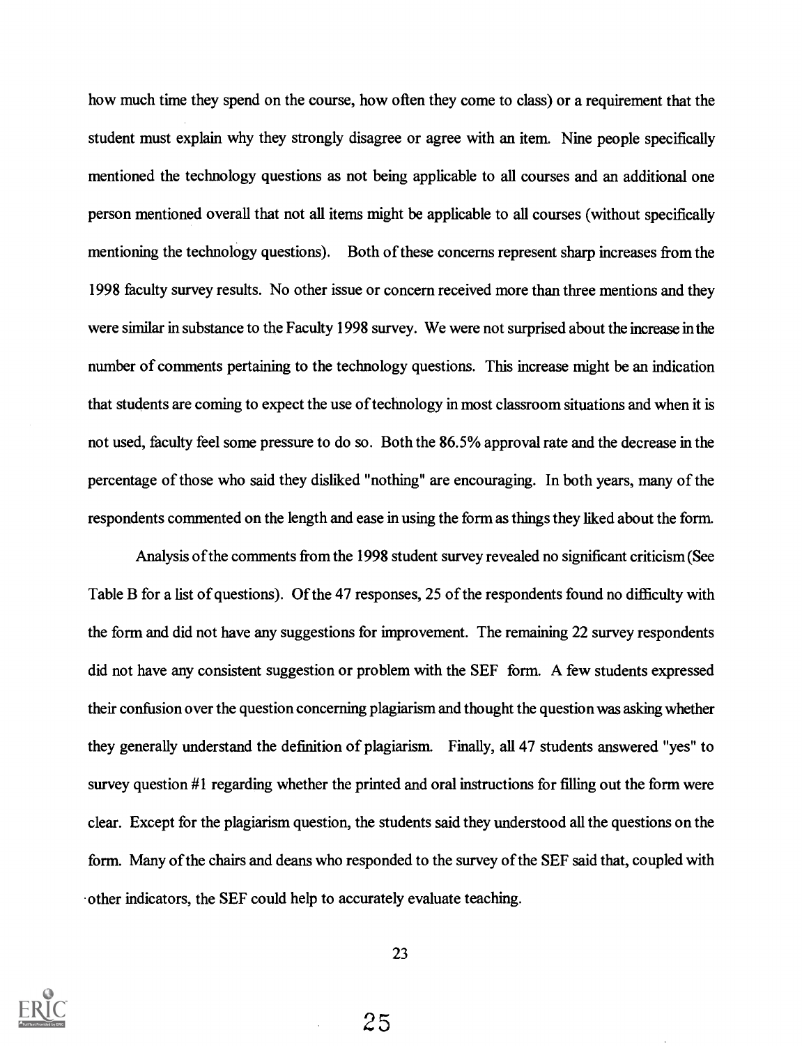how much time they spend on the course, how often they come to class) or a requirement that the student must explain why they strongly disagree or agree with an item. Nine people specifically mentioned the technology questions as not being applicable to all courses and an additional one person mentioned overall that not all items might be applicable to all courses (without specifically mentioning the technology questions). Both of these concerns represent sharp increases from the 1998 faculty survey results. No other issue or concern received more than three mentions and they were similar in substance to the Faculty 1998 survey. We were not surprised about the increase in the number of comments pertaining to the technology questions. This increase might be an indication that students are coming to expect the use of technology in most classroom situations and when it is not used, faculty feel some pressure to do so. Both the 86.5% approval rate and the decrease in the percentage of those who said they disliked "nothing" are encouraging. In both years, many of the respondents commented on the length and ease in using the form as things they liked about the form.

Analysis of the comments from the 1998 student survey revealed no significant criticism (See Table B for a list of questions). Of the 47 responses, 25 of the respondents found no difficulty with the form and did not have any suggestions for improvement. The remaining 22 survey respondents did not have any consistent suggestion or problem with the SEF form. A few students expressed their confusion over the question concerning plagiarism and thought the question was asking whether they generally understand the definition of plagiarism. Finally, all 47 students answered "yes" to survey question #1 regarding whether the printed and oral instructions for filling out the form were clear. Except for the plagiarism question, the students said they understood all the questions on the form. Many of the chairs and deans who responded to the survey of the SEF said that, coupled with other indicators, the SEF could help to accurately evaluate teaching.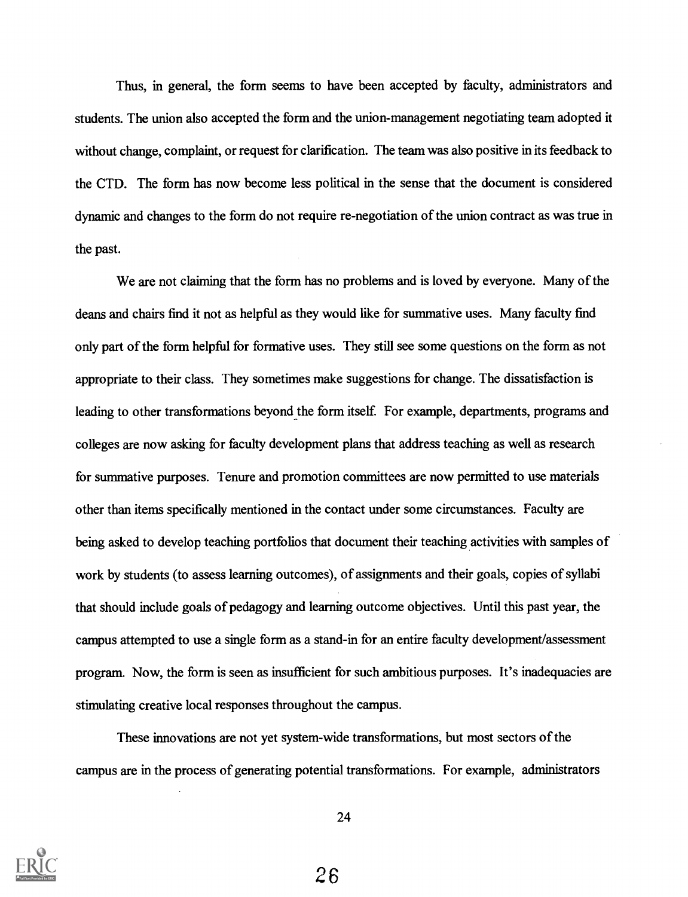Thus, in general, the form seems to have been accepted by faculty, administrators and students. The union also accepted the form and the union-management negotiating team adopted it without change, complaint, or request for clarification. The team was also positive in its feedback to the CTD. The form has now become less political in the sense that the document is considered dynamic and changes to the form do not require re-negotiation of the union contract as was true in the past.

We are not claiming that the form has no problems and is loved by everyone. Many of the deans and chairs find it not as helpful as they would like for summative uses. Many faculty find only part of the form helpful for formative uses. They still see some questions on the form as not appropriate to their class. They sometimes make suggestions for change. The dissatisfaction is leading to other transformations beyond the form itself. For example, departments, programs and colleges are now asking for faculty development plans that address teaching as well as research for summative purposes. Tenure and promotion committees are now permitted to use materials other than items specifically mentioned in the contact under some circumstances. Faculty are being asked to develop teaching portfolios that document their teaching activities with samples of work by students (to assess learning outcomes), of assignments and their goals, copies of syllabi that should include goals of pedagogy and learning outcome objectives. Until this past year, the campus attempted to use a single form as a stand-in for an entire faculty development/assessment program. Now, the form is seen as insufficient for such ambitious purposes. It's inadequacies are stimulating creative local responses throughout the campus.

These innovations are not yet system-wide transformations, but most sectors of the campus are in the process of generating potential transformations. For example, administrators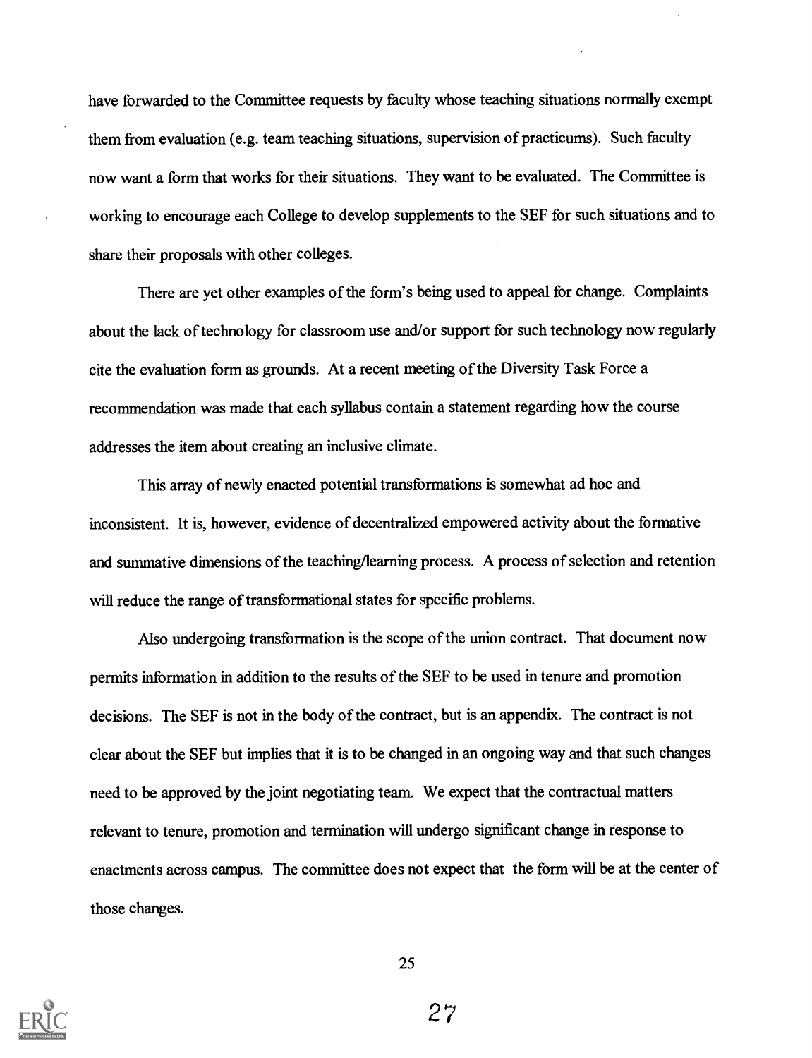have forwarded to the Committee requests by faculty whose teaching situations normally exempt them from evaluation (e.g. team teaching situations, supervision of practicums). Such faculty now want a form that works for their situations. They want to be evaluated. The Committee is working to encourage each College to develop supplements to the SEF for such situations and to share their proposals with other colleges.

There are yet other examples of the form's being used to appeal for change. Complaints about the lack of technology for classroom use and/or support for such technology now regularly cite the evaluation form as grounds. At a recent meeting of the Diversity Task Force a recommendation was made that each syllabus contain a statement regarding how the course addresses the item about creating an inclusive climate.

This array of newly enacted potential transformations is somewhat ad hoc and inconsistent. It is, however, evidence of decentralized empowered activity about the formative and summative dimensions of the teaching/learning process. A process of selection and retention will reduce the range of transformational states for specific problems.

Also undergoing transformation is the scope of the union contract. That document now permits information in addition to the results of the SEF to be used in tenure and promotion decisions. The SEF is not in the body of the contract, but is an appendix. The contract is not clear about the SEF but implies that it is to be changed in an ongoing way and that such changes need to be approved by the joint negotiating team. We expect that the contractual matters relevant to tenure, promotion and termination will undergo significant change in response to enactments across campus. The committee does not expect that the form will be at the center of those changes.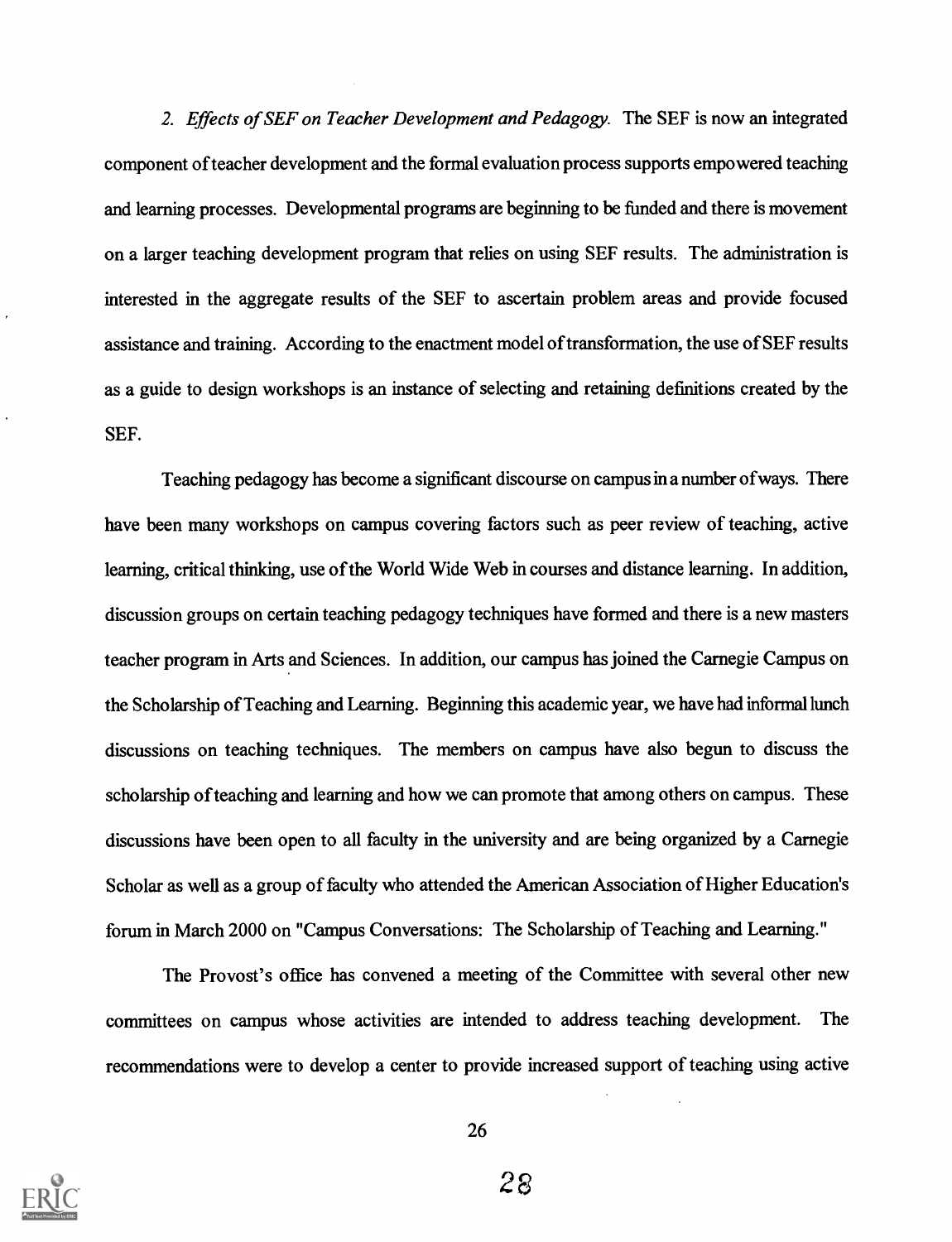*2. Effects of SEF on Teacher Development and Pedagogy.* The SEF is now an integrated component of teacher development and the formal evaluation process supports empowered teaching and learning processes. Developmental programs are beginning to be funded and there is movement on a larger teaching development program that relies on using SEF results. The administration is interested in the aggregate results of the SEF to ascertain problem areas and provide focused assistance and training. According to the enactment model of transformation, the use of SEF results as a guide to design workshops is an instance of selecting and retaining definitions created by the SEF.

Teaching pedagogy has become a significant discourse on campus in a number of ways. There have been many workshops on campus covering factors such as peer review of teaching, active learning, critical thinking, use of the World Wide Web in courses and distance learning. In addition, discussion groups on certain teaching pedagogy techniques have formed and there is a new masters teacher program in Arts and Sciences. In addition, our campus has joined the Carnegie Campus on the Scholarship of Teaching and Learning. Beginning this academic year, we have had informal lunch discussions on teaching techniques. The members on campus have also begun to discuss the scholarship of teaching and learning and how we can promote that among others on campus. These discussions have been open to all faculty in the university and are being organized by a Carnegie Scholar as well as a group of faculty who attended the American Association of Higher Education's forum in March 2000 on "Campus Conversations: The Scholarship of Teaching and Learning."

The Provost's office has convened a meeting of the Committee with several other new committees on campus whose activities are intended to address teaching development. The recommendations were to develop a center to provide increased support of teaching using active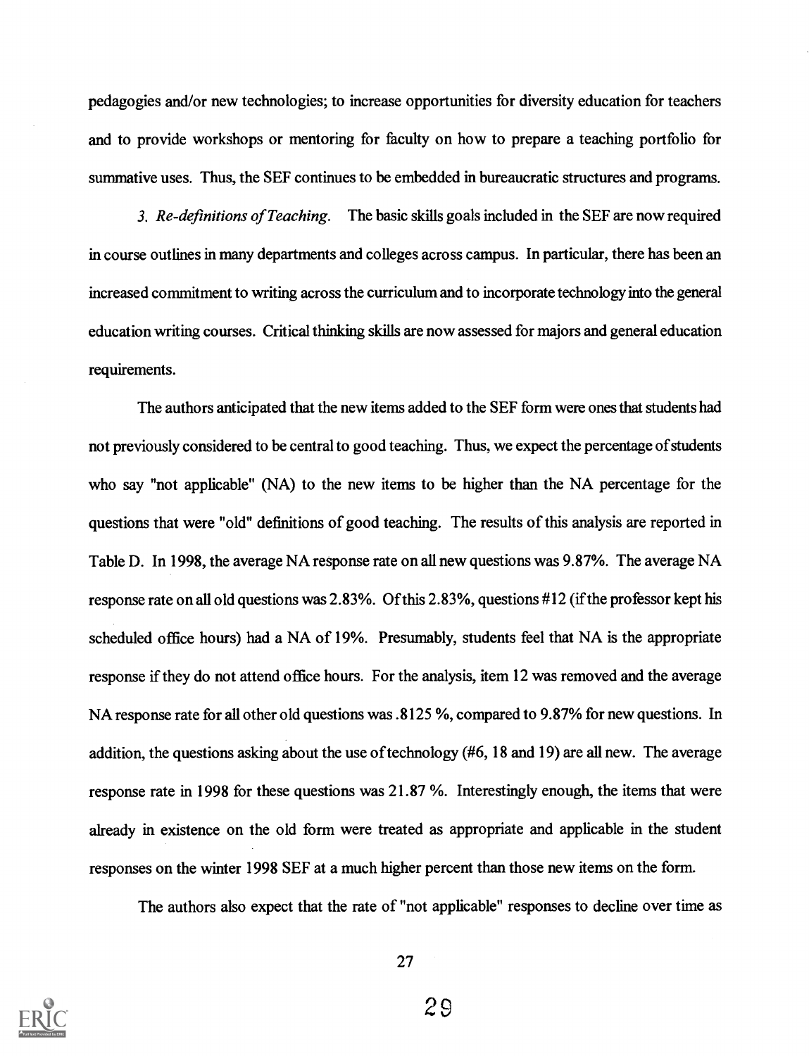pedagogies and/or new technologies; to increase opportunities for diversity education for teachers and to provide workshops or mentoring for faculty on how to prepare a teaching portfolio for summative uses. Thus, the SEF continues to be embedded in bureaucratic structures and programs.

*3. Re-definitions of Teaching.* The basic skills goals included in the SEF are now required in course outlines in many departments and colleges across campus. In particular, there has been an increased commitment to writing across the curriculum and to incorporate technology into the general education writing courses. Critical thinking skills are now assessed for majors and general education requirements.

The authors anticipated that the new items added to the SEF form were ones that students had not previously considered to be central to good teaching. Thus, we expect the percentage of students who say "not applicable" (NA) to the new items to be higher than the NA percentage for the questions that were "old" definitions of good teaching. The results of this analysis are reported in Table D. In 1998, the average NA response rate on all new questions was 9.87%. The average NA response rate on all old questions was 2.83%. Of this 2.83%, questions #12 (if the professor kept his scheduled office hours) had a NA of 19%. Presumably, students feel that NA is the appropriate response if they do not attend office hours. For the analysis, item 12 was removed and the average NA response rate for all other old questions was .8125 %, compared to 9.87% for new questions. In addition, the questions asking about the use of technology (#6, 18 and 19) are all new. The average response rate in 1998 for these questions was 21.87 %. Interestingly enough, the items that were already in existence on the old form were treated as appropriate and applicable in the student responses on the winter 1998 SEF at a much higher percent than those new items on the form.

The authors also expect that the rate of "not applicable" responses to decline over time as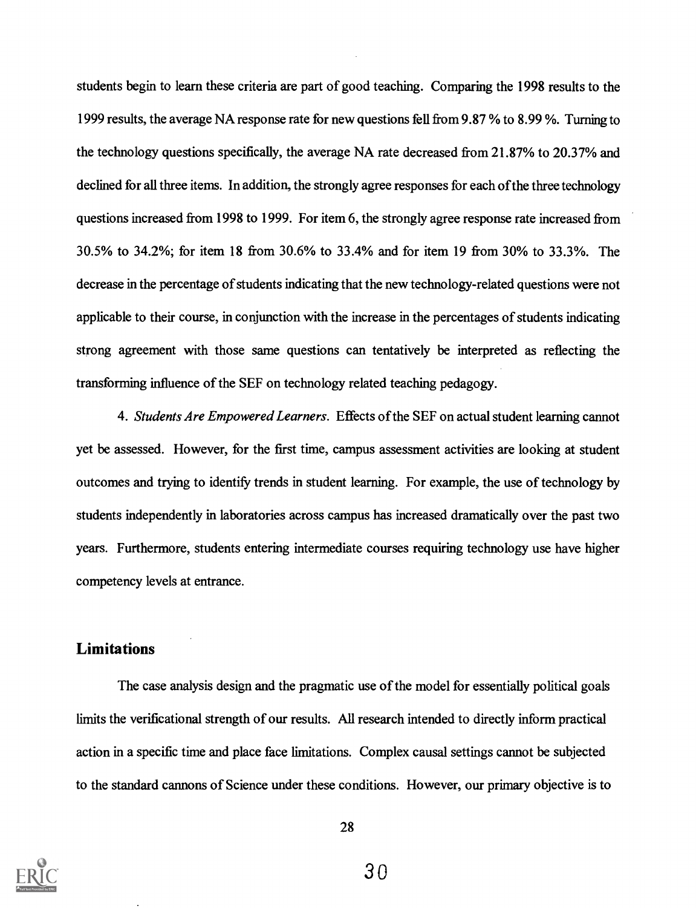students begin to learn these criteria are part of good teaching. Comparing the 1998 results to the 1999 results, the average NA response rate for new questions fell from 9.87 % to 8.99 %. Turning to the technology questions specifically, the average NA rate decreased from 21.87% to 20.37% and declined for all three items. In addition, the strongly agree responses for each of the three technology questions increased from 1998 to 1999. For item 6, the strongly agree response rate increased from 30.5% to 34.2%; for item 18 from 30.6% to 33.4% and for item 19 from 30% to 33.3%. The decrease in the percentage of students indicating that the new technology-related questions were not applicable to their course, in conjunction with the increase in the percentages of students indicating strong agreement with those same questions can tentatively be interpreted as reflecting the transforming influence of the SEF on technology related teaching pedagogy.

4. *Students Are Empowered Learners*. Effects of the SEF on actual student learning cannot yet be assessed. However, for the first time, campus assessment activities are looking at student outcomes and trying to identify trends in student learning. For example, the use of technology by students independently in laboratories across campus has increased dramatically over the past two years. Furthermore, students entering intermediate courses requiring technology use have higher competency levels at entrance.

## Limitations

The case analysis design and the pragmatic use of the model for essentially political goals limits the verificational strength of our results. All research intended to directly inform practical action in a specific time and place face limitations. Complex causal settings cannot be subjected to the standard cannons of Science under these conditions. However, our primary objective is to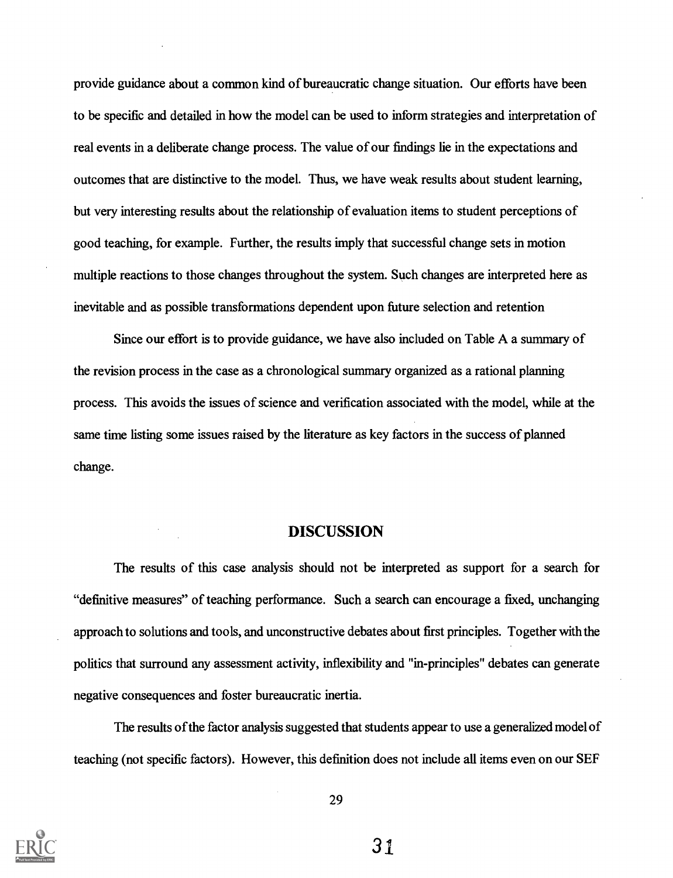provide guidance about a common kind of bureaucratic change situation. Our efforts have been to be specific and detailed in how the model can be used to inform strategies and interpretation of real events in a deliberate change process. The value of our findings lie in the expectations and outcomes that are distinctive to the model. Thus, we have weak results about student learning, but very interesting results about the relationship of evaluation items to student perceptions of good teaching, for example. Further, the results imply that successful change sets in motion multiple reactions to those changes throughout the system. Such changes are interpreted here as inevitable and as possible transformations dependent upon future selection and retention

Since our effort is to provide guidance, we have also included on Table A a summary of the revision process in the case as a chronological summary organized as a rational planning process. This avoids the issues of science and verification associated with the model, while at the same time listing some issues raised by the literature as key factors in the success of planned change.

## DISCUSSION

The results of this case analysis should not be interpreted as support for a search for "definitive measures" of teaching performance. Such a search can encourage a fixed, unchanging approach to solutions and tools, and unconstructive debates about first principles. Together with the politics that surround any assessment activity, inflexibility and "in-principles" debates can generate negative consequences and foster bureaucratic inertia.

The results of the factor analysis suggested that students appear to use a generalized model of teaching (not specific factors). However, this definition does not include all items even on our SEF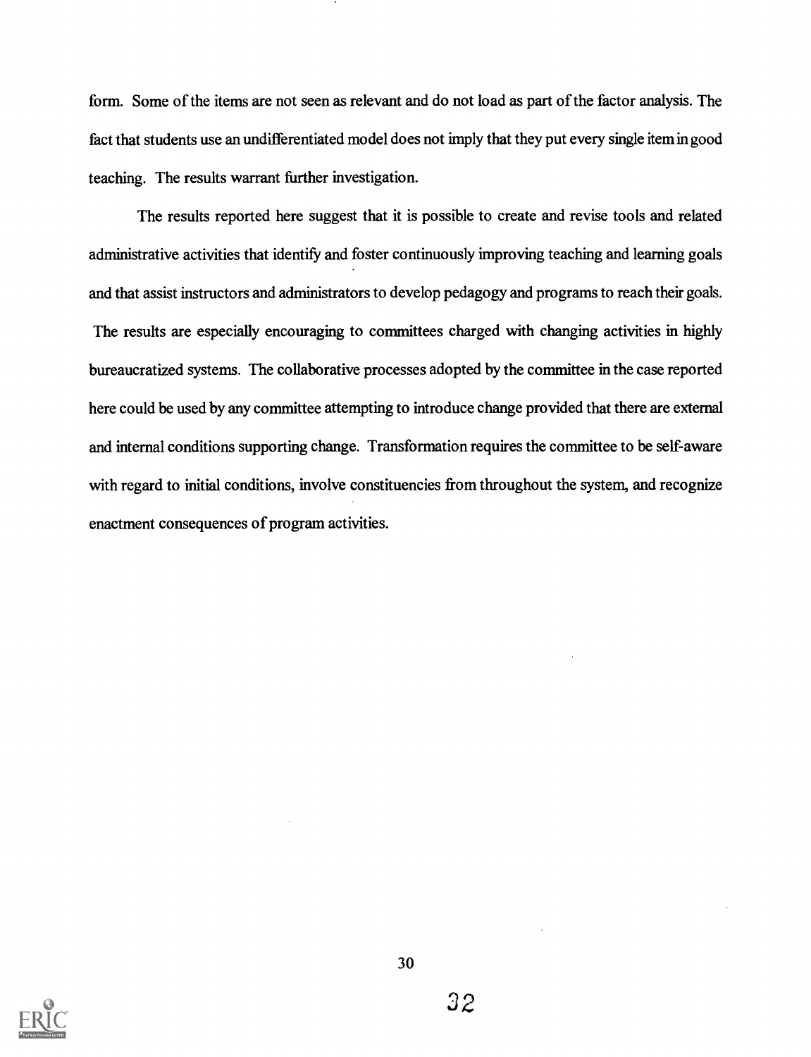form. Some of the items are not seen as relevant and do not load as part of the factor analysis. The fact that students use an undifferentiated model does not imply that they put every single item in good teaching. The results warrant further investigation.

The results reported here suggest that it is possible to create and revise tools and related administrative activities that identify and foster continuously improving teaching and learning goals and that assist instructors and administrators to develop pedagogy and programs to reach their goals. The results are especially encouraging to committees charged with changing activities in highly bureaucratized systems. The collaborative processes adopted by the committee in the case reported here could be used by any committee attempting to introduce change provided that there are external and internal conditions supporting change. Transformation requires the committee to be self-aware with regard to initial conditions, involve constituencies from throughout the system, and recognize enactment consequences of program activities.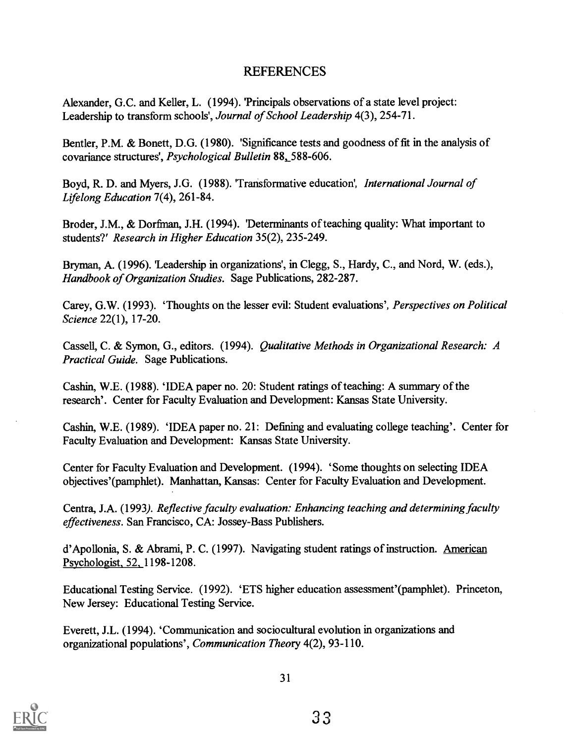# REFERENCES

Alexander, G.C. and Keller, L. (1994). 'Principals observations of a state level project: Leadership to transform schools', *Journal of School Leadership* 4(3), 254-71.

Bentler, P.M. & Bonett, D.G. (1980). 'Significance tests and goodness of fit in the analysis of covariance structures', *Psychological Bulletin* 88, 588-606.

Boyd, R. D. and Myers, J.G. (1988). 'Transformative education', *International Journal of Lifelong Education* 7(4), 261-84.

Broder, J.M., & Dorfman, J.H. (1994). 'Determinants of teaching quality: What important to students?' *Research in Higher Education* 35(2), 235-249.

Bryman, A. (1996). 'Leadership in organizations', in Clegg, S., Hardy, C., and Nord, W. (eds.), *Handbook of Organization Studies*. Sage Publications, 282-287.

Carey, G.W. (1993). 'Thoughts on the lesser evil: Student evaluations', *Perspectives on Political Science* 22(1), 17-20.

Cassell, C. & Symon, G., editors. (1994). *Qualitative Methods in Organizational Research: A Practical Guide*. Sage Publications.

Cashin, W.E. (1988). 'IDEA paper no. 20: Student ratings of teaching: A summary of the research'. Center for Faculty Evaluation and Development: Kansas State University.

Cashin, W.E. (1989). 'IDEA paper no. 21: Defining and evaluating college teaching'. Center for Faculty Evaluation and Development: Kansas State University.

Center for Faculty Evaluation and Development. (1994). 'Some thoughts on selecting IDEA objectives'(pamphlet). Manhattan, Kansas: Center for Faculty Evaluation and Development.

Centra, J.A. (1993). *Reflective faculty evaluation: Enhancing teaching and determining faculty effectiveness*. San Francisco, CA: Jossey-Bass Publishers.

d'Apollonia, S. & Abrami, P. C. (1997). Navigating student ratings of instruction. American Psychologist, 52, 1198-1208.

Educational Testing Service. (1992). 'ETS higher education assessment'(pamphlet). Princeton, New Jersey: Educational Testing Service.

Everett, J.L. (1994). 'Communication and sociocultural evolution in organizations and organizational populations', *Communication Theory* 4(2), 93-110.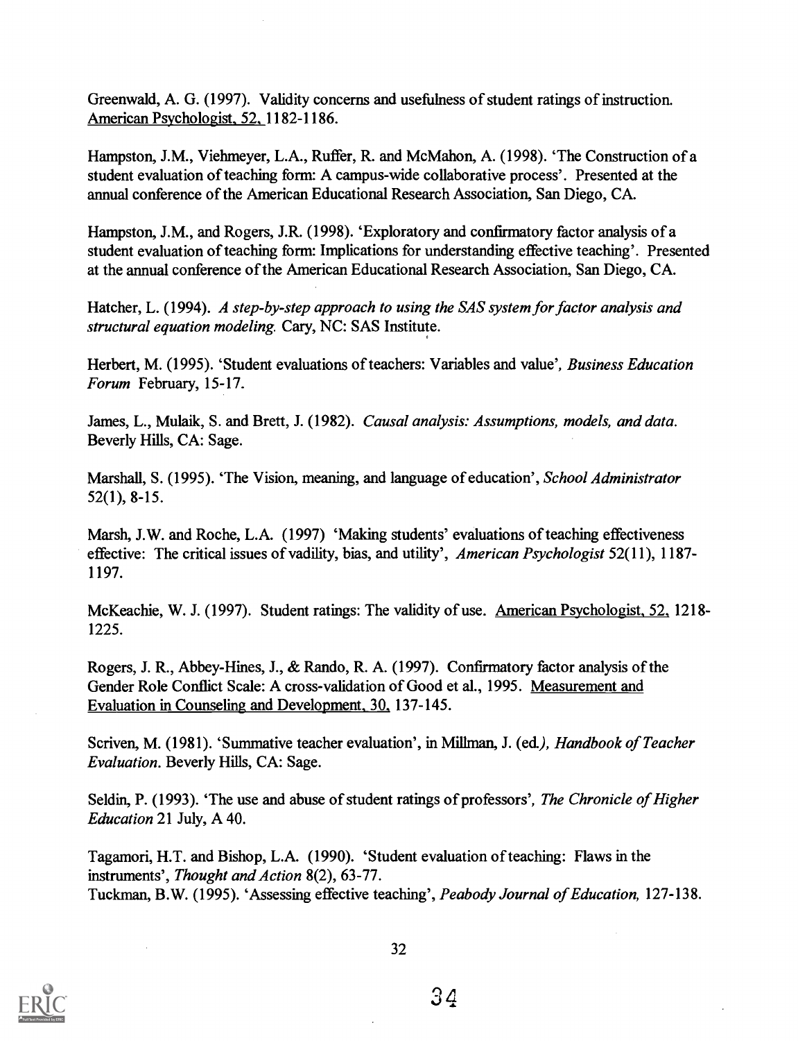Greenwald, A. G. (1997). Validity concerns and usefulness of student ratings of instruction. American Psychologist, 52, 1182-1186.

Hampston, J.M., Viehmeyer, L.A., Ruffer, R. and McMahon, A. (1998). 'The Construction of a student evaluation of teaching form: A campus-wide collaborative process'. Presented at the annual conference of the American Educational Research Association, San Diego, CA.

Hampston, J.M., and Rogers, J.R. (1998). 'Exploratory and confirmatory factor analysis of a student evaluation of teaching form: Implications for understanding effective teaching'. Presented at the annual conference of the American Educational Research Association, San Diego, CA.

Hatcher, L. (1994). *A step-by-step approach to using the SAS system for factor analysis and structural equation modeling.* Cary, NC: SAS Institute.

Herbert, M. (1995). 'Student evaluations of teachers: Variables and value', *Business Education Forum* February, 15-17.

James, L., Mulaik, S. and Brett, J. (1982). *Causal analysis: Assumptions, models, and data.* Beverly Hills, CA: Sage.

Marshall, S. (1995). 'The Vision, meaning, and language of education', *School Administrator* 52(1), 8-15.

Marsh, J.W. and Roche, L.A. (1997) 'Making students' evaluations of teaching effectiveness effective: The critical issues of vadility, bias, and utility', *American Psychologist* 52(11), 1187-1197.

McKeachie, W. J. (1997). Student ratings: The validity of use. American Psychologist, 52, 1218-1225.

Rogers, J. R., Abbey-Hines, J., & Rando, R. A. (1997). Confirmatory factor analysis of the Gender Role Conflict Scale: A cross-validation of Good et al., 1995. Measurement and Evaluation in Counseling and Development, 30, 137-145.

Scriven, M. (1981). 'Summative teacher evaluation', in Millman, J. (ed.), *Handbook of Teacher Evaluation*. Beverly Hills, CA: Sage.

Seldin, P. (1993). 'The use and abuse of student ratings of professors', *The Chronicle of Higher Education* 21 July, A 40.

Tagamori, H.T. and Bishop, L.A. (1990). 'Student evaluation of teaching: Flaws in the instruments', *Thought and Action* 8(2), 63-77.

Tuckman, B.W. (1995). 'Assessing effective teaching', *Peabody Journal of Education,* 127-138.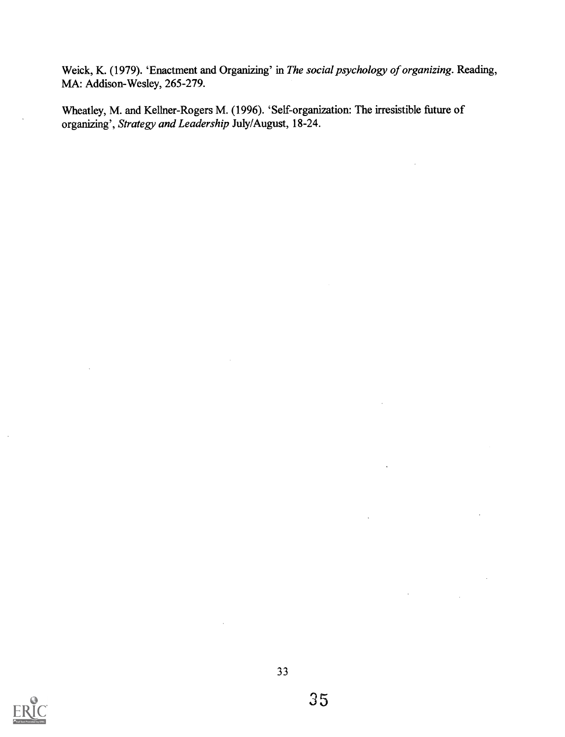Weick, K. (1979). 'Enactment and Organizing' in *The social psychology of organizing*. Reading, MA: Addison-Wesley, 265-279.

Wheatley, M. and Kellner-Rogers M. (1996). 'Self-organization: The irresistible future of organizing', *Strategy and Leadership* July/August, 18-24.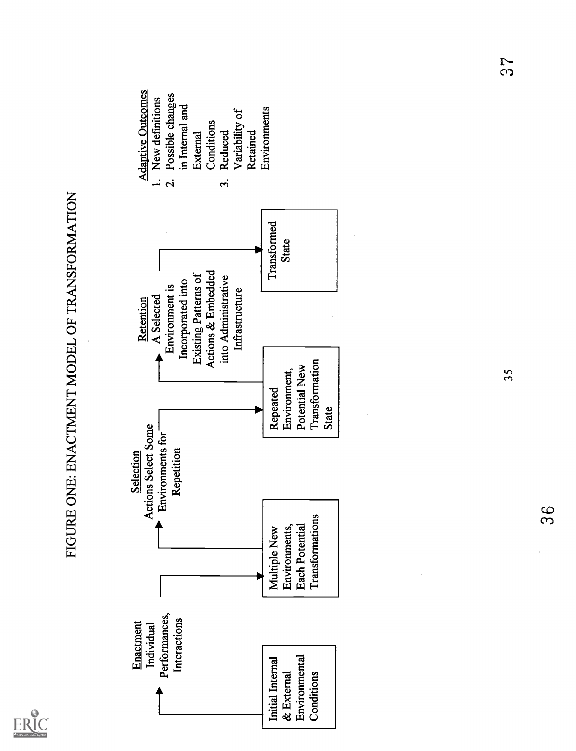# FIGURE ONE: ENACTMENT MODEL OF TRANSFORMATION

Initial Internal & External Environmental Conditions

**Enactment**
Individual Performances, Interactions

Multiple New Environments, Each Potential Transformations

**Selection**
Actions Select Some Environments for Repetition

Repeated Environment, Potential New Transformation State

**Retention**
A Selected Environment is Incorporated into Existing Patterns of Actions & Embedded into Administrative Infrastructure

Transformed State

**Adaptive Outcomes**
1. New definitions
2. Possible changes in Internal and External Conditions
3. Reduced Variability of Retained Environments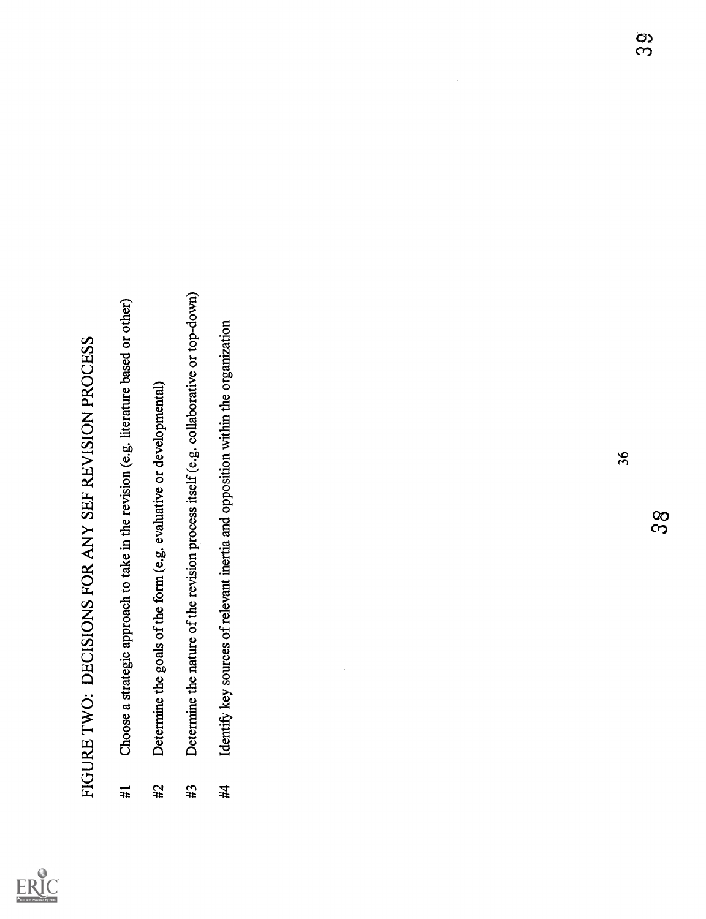# FIGURE TWO: DECISIONS FOR ANY SEF REVISION PROCESS

#1 Choose a strategic approach to take in the revision (e.g. literature based or other)

#2 Determine the goals of the form (e.g. evaluative or developmental)

#3 Determine the nature of the revision process itself (e.g. collaborative or top-down)

#4 Identify key sources of relevant inertia and opposition within the organization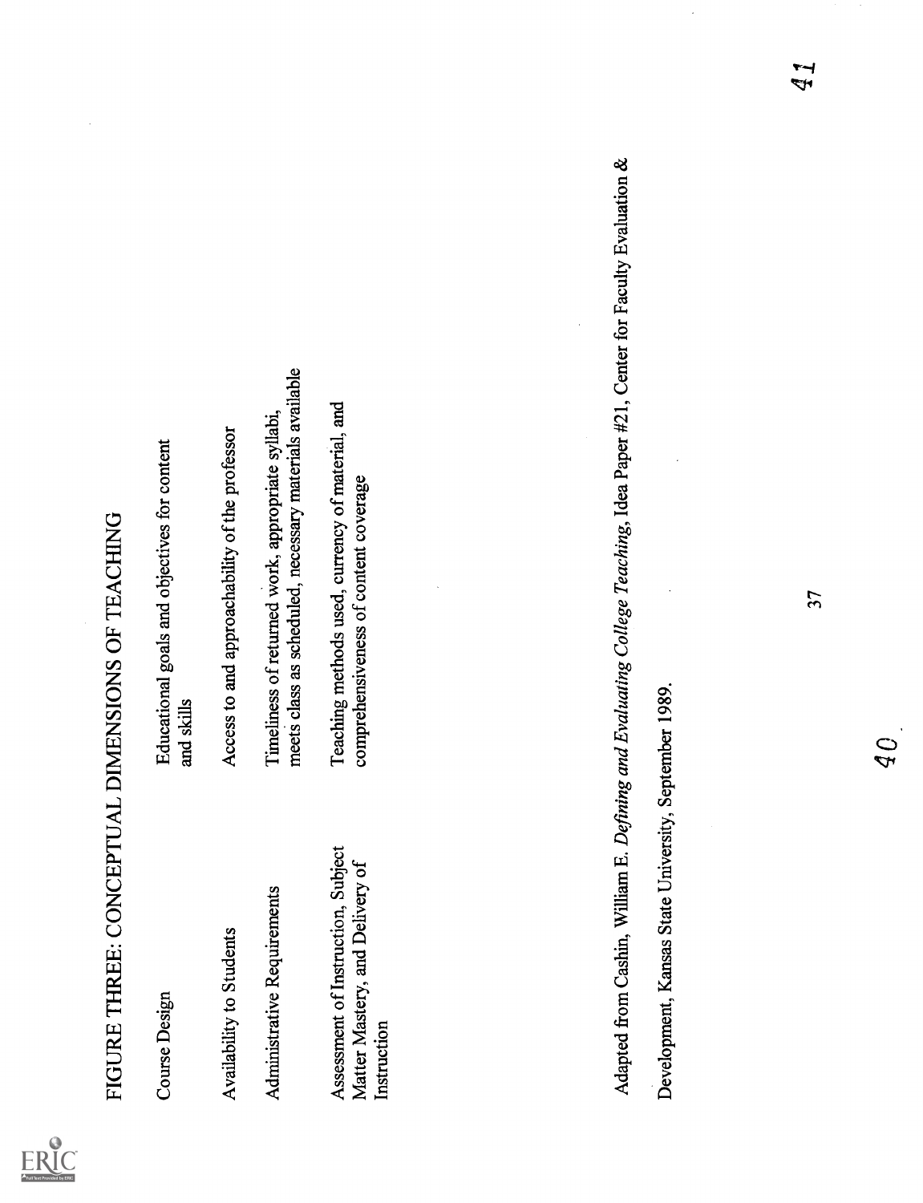# FIGURE THREE: CONCEPTUAL DIMENSIONS OF TEACHING

| | |
|---|---|
| Course Design | Educational goals and objectives for content and skills |
| Availability to Students | Access to and approachability of the professor |
| Administrative Requirements | Timeliness of returned work, appropriate syllabi, meets class as scheduled, necessary materials available |
| Assessment of Instruction, Subject Matter Mastery, and Delivery of Instruction | Teaching methods used, currency of material, and comprehensiveness of content coverage |

Adapted from Cashin, William E. *Defining and Evaluating College Teaching*, Idea Paper #21, Center for Faculty Evaluation & Development, Kansas State University, September 1989.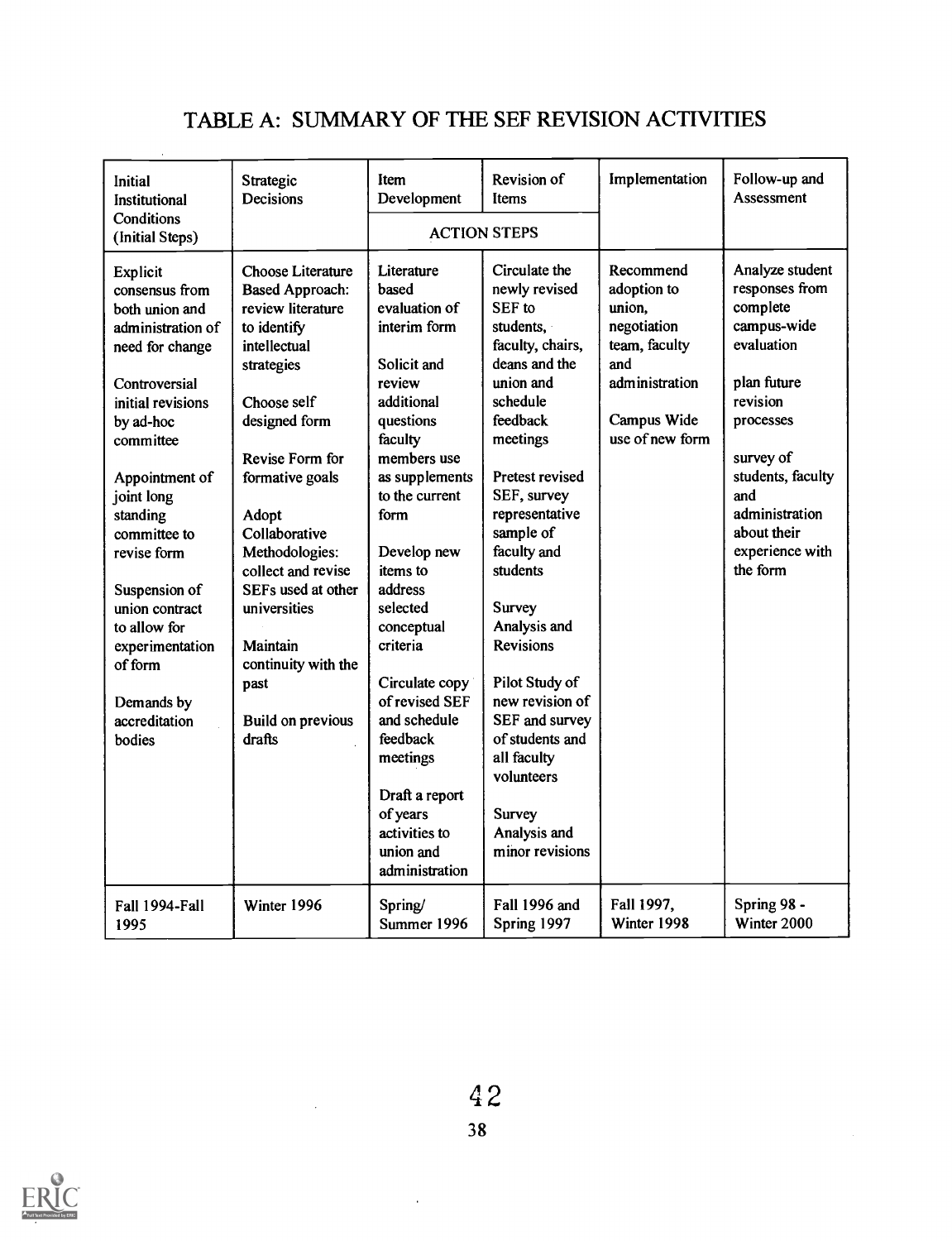# TABLE A: SUMMARY OF THE SEF REVISION ACTIVITIES

| Initial Institutional Conditions (Initial Steps) | Strategic Decisions | Item Development | Revision of Items | Implementation | Follow-up and Assessment |
|---|---|---|---|---|---|
| | | ACTION STEPS | | | |
| Explicit consensus from both union and administration of need for change<br><br>Controversial initial revisions by ad-hoc committee<br><br>Appointment of joint long standing committee to revise form<br><br>Suspension of union contract to allow for experimentation of form<br><br>Demands by accreditation bodies | Choose Literature Based Approach: review literature to identify intellectual strategies<br><br>Choose self designed form<br><br>Revise Form for formative goals<br><br>Adopt Collaborative Methodologies: collect and revise SEFs used at other universities<br><br>Maintain continuity with the past<br><br>Build on previous drafts | Literature based evaluation of interim form<br><br>Solicit and review additional questions faculty members use as supplements to the current form<br><br>Develop new items to address selected conceptual criteria<br><br>Circulate copy of revised SEF and schedule feedback meetings<br><br>Draft a report of years activities to union and administration | Circulate the newly revised SEF to students, faculty, chairs, deans and the union and schedule feedback meetings<br><br>Pretest revised SEF, survey representative sample of faculty and students<br><br>Survey Analysis and Revisions<br><br>Pilot Study of new revision of SEF and survey of students and all faculty volunteers<br><br>Survey Analysis and minor revisions | Recommend adoption to union, negotiation team, faculty and administration<br><br>Campus Wide use of new form | Analyze student responses from complete campus-wide evaluation<br><br>plan future revision processes<br><br>survey of students, faculty and administration about their experience with the form |
| Fall 1994-Fall 1995 | Winter 1996 | Spring/ Summer 1996 | Fall 1996 and Spring 1997 | Fall 1997, Winter 1998 | Spring 98 - Winter 2000 |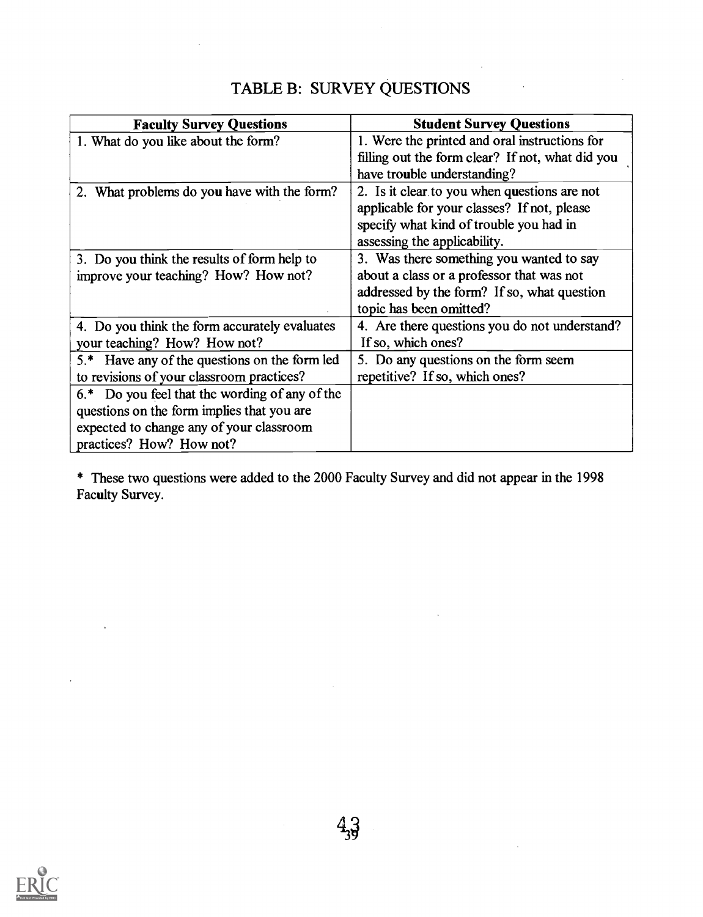# TABLE B: SURVEY QUESTIONS

| Faculty Survey Questions | Student Survey Questions |
|---|---|
| 1. What do you like about the form? | 1. Were the printed and oral instructions for filling out the form clear? If not, what did you have trouble understanding? |
| 2. What problems do you have with the form? | 2. Is it clear to you when questions are not applicable for your classes? If not, please specify what kind of trouble you had in assessing the applicability. |
| 3. Do you think the results of form help to improve your teaching? How? How not? | 3. Was there something you wanted to say about a class or a professor that was not addressed by the form? If so, what question topic has been omitted? |
| 4. Do you think the form accurately evaluates your teaching? How? How not? | 4. Are there questions you do not understand? If so, which ones? |
| 5.* Have any of the questions on the form led to revisions of your classroom practices? | 5. Do any questions on the form seem repetitive? If so, which ones? |
| 6.* Do you feel that the wording of any of the questions on the form implies that you are expected to change any of your classroom practices? How? How not? | |

* These two questions were added to the 2000 Faculty Survey and did not appear in the 1998 Faculty Survey.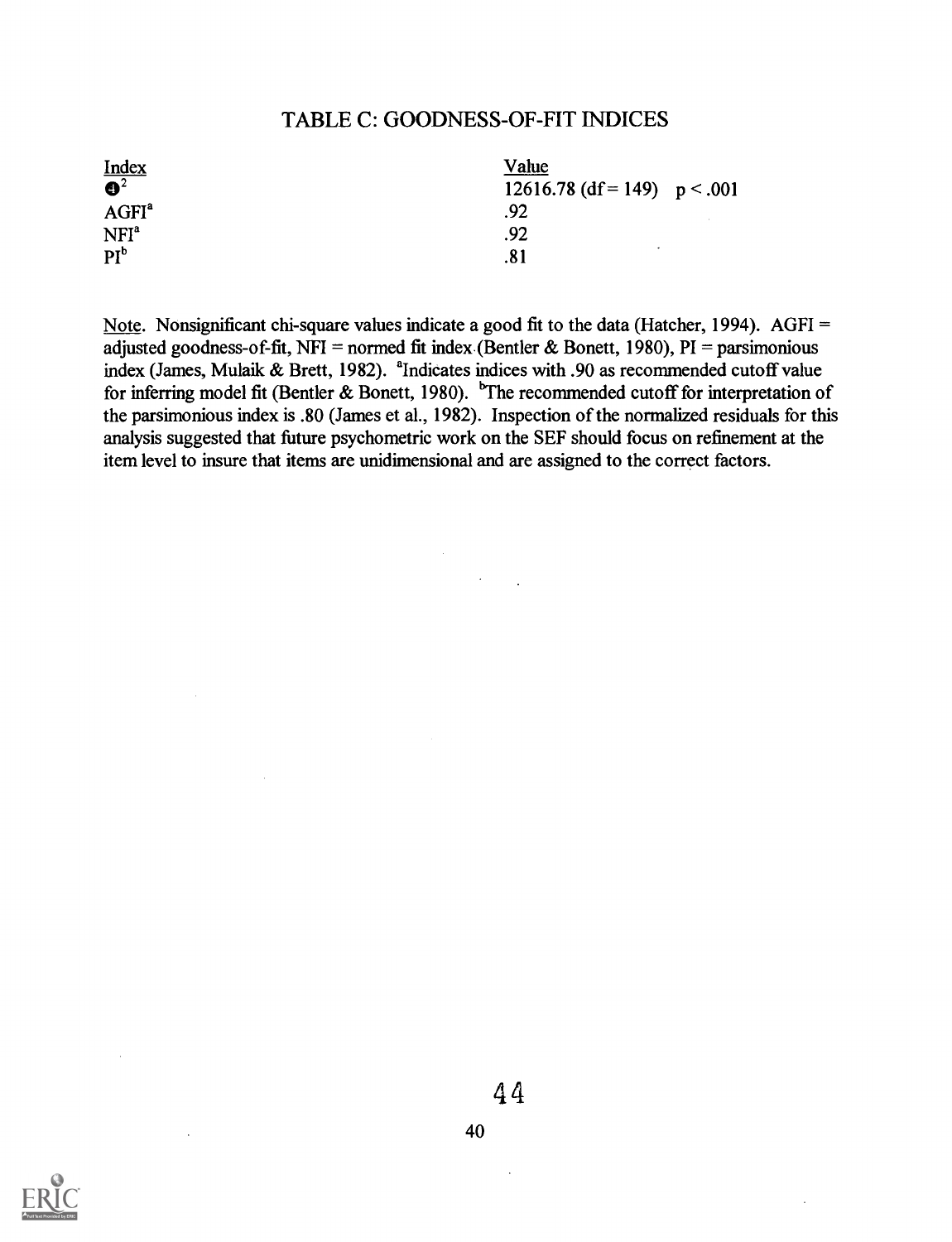## TABLE C: GOODNESS-OF-FIT INDICES

| Index | Value |
|---|---|
| $\chi^2$ | 12616.78 (df = 149) $p < .001$ |
| AGFI[a] | .92 |
| NFI[a] | .92 |
| PI[b] | .81 |

Note. Nonsignificant chi-square values indicate a good fit to the data (Hatcher, 1994). AGFI = adjusted goodness-of-fit, NFI = normed fit index (Bentler & Bonett, 1980), PI = parsimonious index (James, Mulaik & Brett, 1982). [a]Indicates indices with .90 as recommended cutoff value for inferring model fit (Bentler & Bonett, 1980). [b]The recommended cutoff for interpretation of the parsimonious index is .80 (James et al., 1982). Inspection of the normalized residuals for this analysis suggested that future psychometric work on the SEF should focus on refinement at the item level to insure that items are unidimensional and are assigned to the correct factors.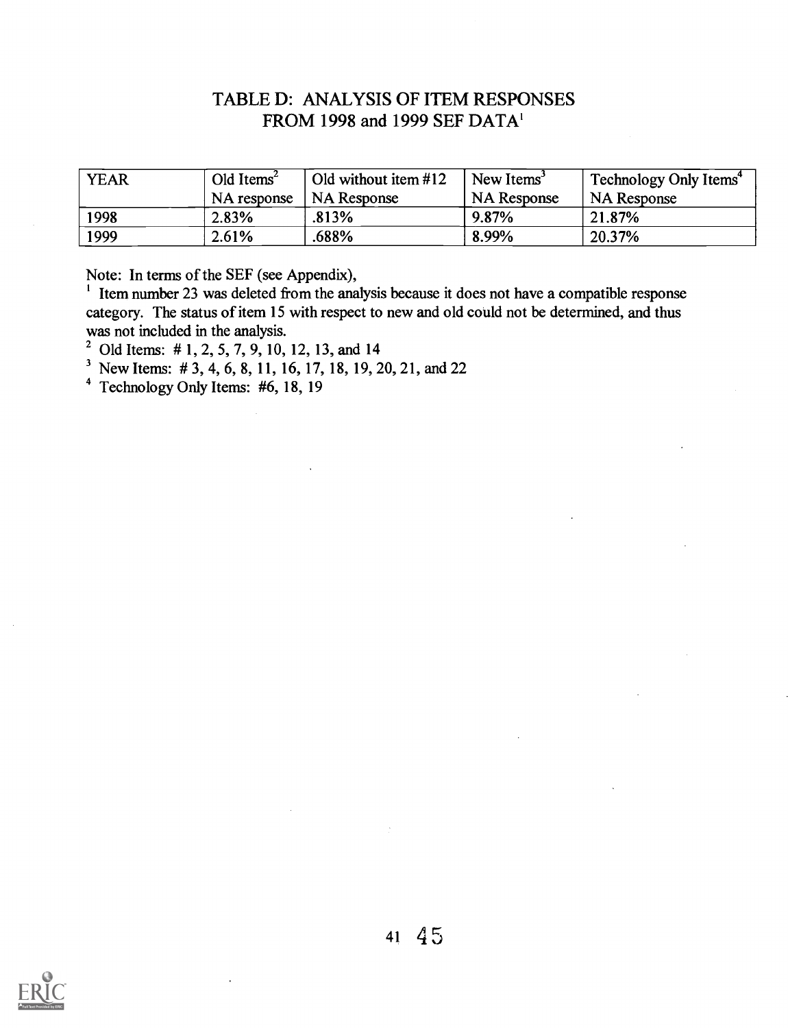# TABLE D: ANALYSIS OF ITEM RESPONSES FROM 1998 and 1999 SEF DATA[1]

| YEAR | Old Items[2] NA response | Old without item #12 NA Response | New Items[3] NA Response | Technology Only Items[4] NA Response |
|---|---|---|---|---|
| 1998 | 2.83% | .813% | 9.87% | 21.87% |
| 1999 | 2.61% | .688% | 8.99% | 20.37% |

Note: In terms of the SEF (see Appendix),

[1] Item number 23 was deleted from the analysis because it does not have a compatible response category. The status of item 15 with respect to new and old could not be determined, and thus was not included in the analysis.

[2] Old Items: # 1, 2, 5, 7, 9, 10, 12, 13, and 14

[3] New Items: # 3, 4, 6, 8, 11, 16, 17, 18, 19, 20, 21, and 22

[4] Technology Only Items: #6, 18, 19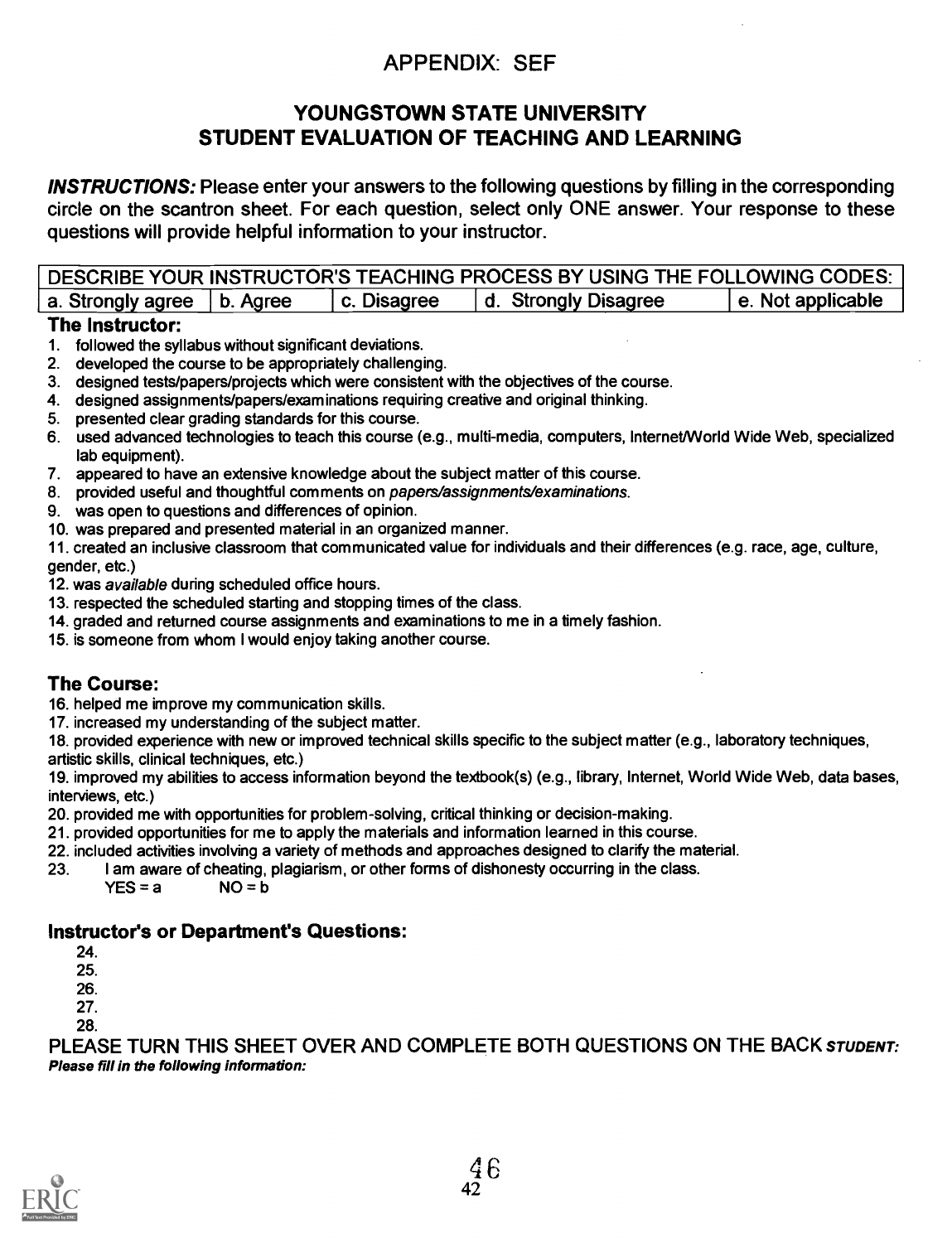# APPENDIX: SEF

## YOUNGSTOWN STATE UNIVERSITY
## STUDENT EVALUATION OF TEACHING AND LEARNING

***INSTRUCTIONS:*** Please enter your answers to the following questions by filling in the corresponding circle on the scantron sheet. For each question, select only ONE answer. Your response to these questions will provide helpful information to your instructor.

| DESCRIBE YOUR INSTRUCTOR'S TEACHING PROCESS BY USING THE FOLLOWING CODES: | | | | |
|---|---|---|---|---|
| a. Strongly agree | b. Agree | c. Disagree | d. Strongly Disagree | e. Not applicable |

### The Instructor:

1. followed the syllabus without significant deviations.
2. developed the course to be appropriately challenging.
3. designed tests/papers/projects which were consistent with the objectives of the course.
4. designed assignments/papers/examinations requiring creative and original thinking.
5. presented clear grading standards for this course.
6. used advanced technologies to teach this course (e.g., multi-media, computers, Internet/World Wide Web, specialized lab equipment).
7. appeared to have an extensive knowledge about the subject matter of this course.
8. provided useful and thoughtful comments on *papers/assignments/examinations*.
9. was open to questions and differences of opinion.
10. was prepared and presented material in an organized manner.
11. created an inclusive classroom that communicated value for individuals and their differences (e.g. race, age, culture, gender, etc.)
12. was *available* during scheduled office hours.
13. respected the scheduled starting and stopping times of the class.
14. graded and returned course assignments and examinations to me in a timely fashion.
15. is someone from whom I would enjoy taking another course.

### The Course:

16. helped me improve my communication skills.
17. increased my understanding of the subject matter.
18. provided experience with new or improved technical skills specific to the subject matter (e.g., laboratory techniques, artistic skills, clinical techniques, etc.)
19. improved my abilities to access information beyond the textbook(s) (e.g., library, Internet, World Wide Web, data bases, interviews, etc.)
20. provided me with opportunities for problem-solving, critical thinking or decision-making.
21. provided opportunities for me to apply the materials and information learned in this course.
22. included activities involving a variety of methods and approaches designed to clarify the material.
23. I am aware of cheating, plagiarism, or other forms of dishonesty occurring in the class.
    YES = a NO = b

### Instructor's or Department's Questions:

24.
25.
26.
27.
28.

PLEASE TURN THIS SHEET OVER AND COMPLETE BOTH QUESTIONS ON THE BACK ***STUDENT: Please fill in the following information:***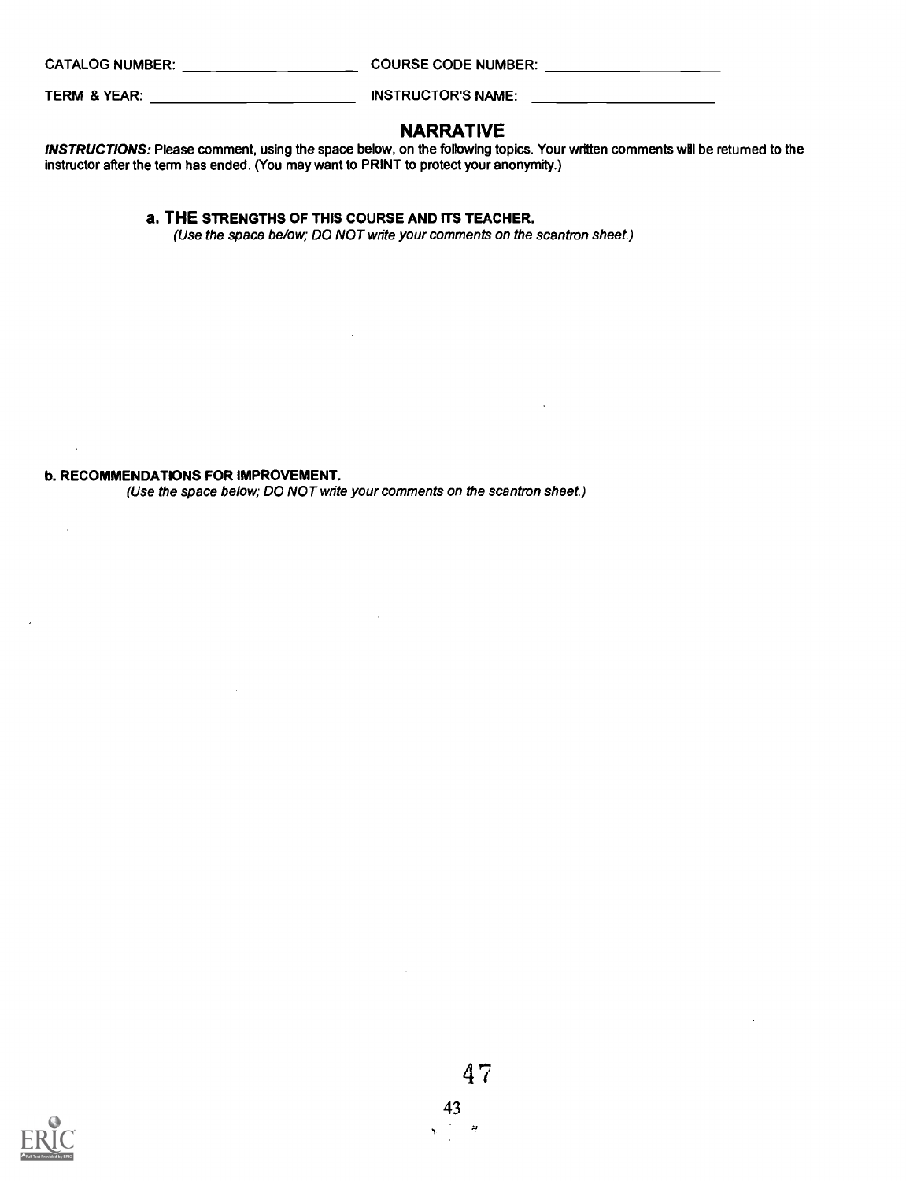CATALOG NUMBER: ____________________ COURSE CODE NUMBER: ____________________

TERM & YEAR: ____________________ INSTRUCTOR'S NAME: ____________________

## NARRATIVE

***INSTRUCTIONS:*** Please comment, using the space below, on the following topics. Your written comments will be returned to the instructor after the term has ended. (You may want to PRINT to protect your anonymity.)

### a. THE STRENGTHS OF THIS COURSE AND ITS TEACHER.

*(Use the space below; DO NOT write your comments on the scantron sheet.)*

### b. RECOMMENDATIONS FOR IMPROVEMENT.

*(Use the space below; DO NOT write your comments on the scantron sheet.)*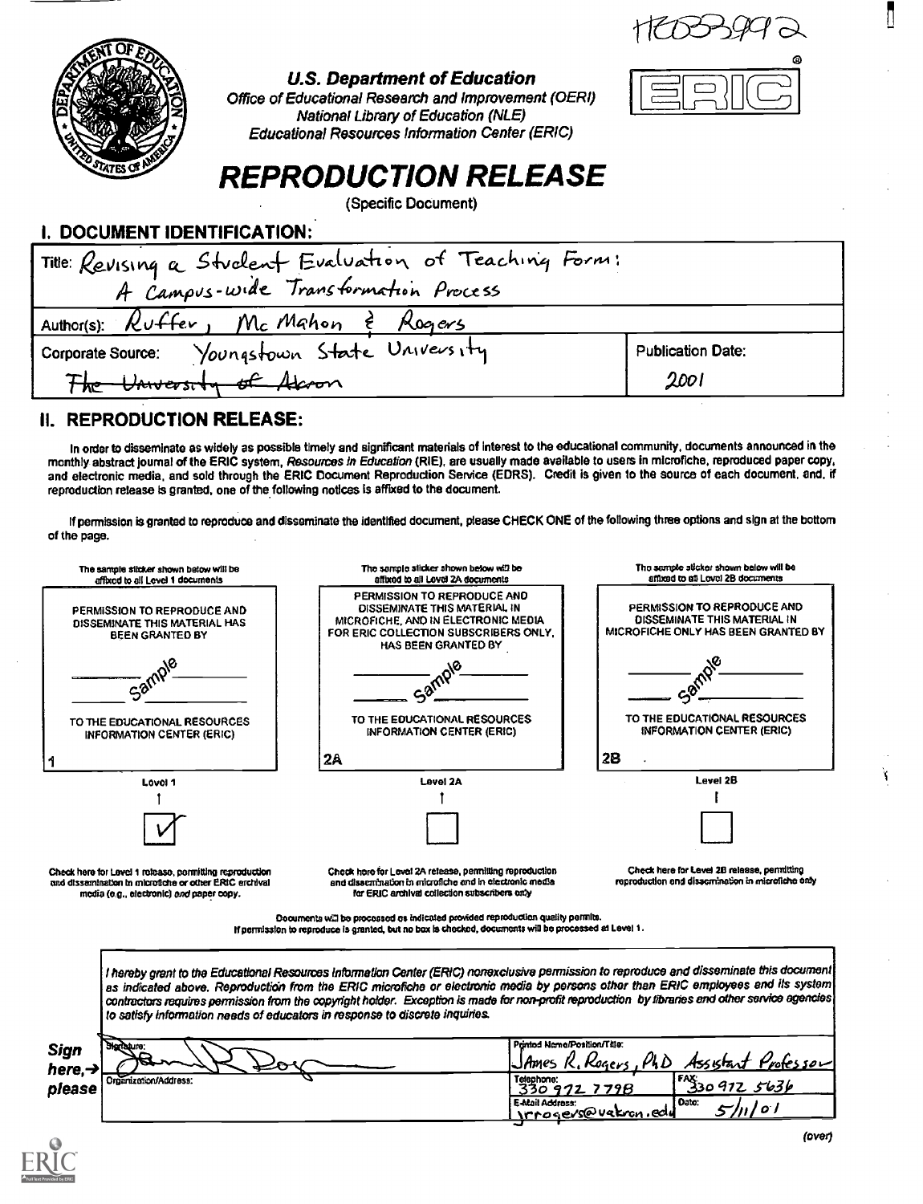HE033992

U.S. Department of Education
Office of Educational Research and Improvement (OERI)
National Library of Education (NLE)
Educational Resources Information Center (ERIC)

# REPRODUCTION RELEASE

(Specific Document)

## I. DOCUMENT IDENTIFICATION:

Title: Revising a Student Evaluation of Teaching Form: A Campus-wide Transformation Process

Author(s): Ruffer, McMahon & Rogers

Corporate Source: Youngstown State University ~~The University of Akron~~

Publication Date: 2001

## II. REPRODUCTION RELEASE:

In order to disseminate as widely as possible timely and significant materials of interest to the educational community, documents announced in the monthly abstract journal of the ERIC system, *Resources in Education* (RIE), are usually made available to users in microfiche, reproduced paper copy, and electronic media, and sold through the ERIC Document Reproduction Service (EDRS). Credit is given to the source of each document, and, if reproduction release is granted, one of the following notices is affixed to the document.

If permission is granted to reproduce and disseminate the identified document, please CHECK ONE of the following three options and sign at the bottom of the page.

| The sample sticker shown below will be affixed to all Level 1 documents | The sample sticker shown below will be affixed to all Level 2A documents | The sample sticker shown below will be affixed to all Level 2B documents |
|---|---|---|
| PERMISSION TO REPRODUCE AND DISSEMINATE THIS MATERIAL HAS BEEN GRANTED BY Sample TO THE EDUCATIONAL RESOURCES INFORMATION CENTER (ERIC) | PERMISSION TO REPRODUCE AND DISSEMINATE THIS MATERIAL IN MICROFICHE, AND IN ELECTRONIC MEDIA FOR ERIC COLLECTION SUBSCRIBERS ONLY, HAS BEEN GRANTED BY Sample TO THE EDUCATIONAL RESOURCES INFORMATION CENTER (ERIC) | PERMISSION TO REPRODUCE AND DISSEMINATE THIS MATERIAL IN MICROFICHE ONLY HAS BEEN GRANTED BY Sample TO THE EDUCATIONAL RESOURCES INFORMATION CENTER (ERIC) |
| 1 | 2A | 2B |
| Level 1 | Level 2A | Level 2B |
| [✓] | [ ] | [ ] |
| Check here for Level 1 release, permitting reproduction and dissemination in microfiche or other ERIC archival media (e.g., electronic) *and* paper copy. | Check here for Level 2A release, permitting reproduction and dissemination in microfiche and in electronic media for ERIC archival collection subscribers only | Check here for Level 2B release, permitting reproduction and dissemination in microfiche only |

Documents will be processed as indicated provided reproduction quality permits.
If permission to reproduce is granted, but no box is checked, documents will be processed at Level 1.

*I hereby grant to the Educational Resources Information Center (ERIC) nonexclusive permission to reproduce and disseminate this document as indicated above. Reproduction from the ERIC microfiche or electronic media by persons other than ERIC employees and its system contractors requires permission from the copyright holder. Exception is made for non-profit reproduction by libraries and other service agencies to satisfy information needs of educators in response to discrete inquiries.*

**Sign here, → please**

| Signature: | Printed Name/Position/Title: James R. Rogers, PhD Assistant Professor | |
|---|---|---|
| Organization/Address: | Telephone: 330 972 7798 | FAX: 330 972 5636 |
| | E-Mail Address: jrrogers@uakron.edu | Date: 5/11/01 |

(over)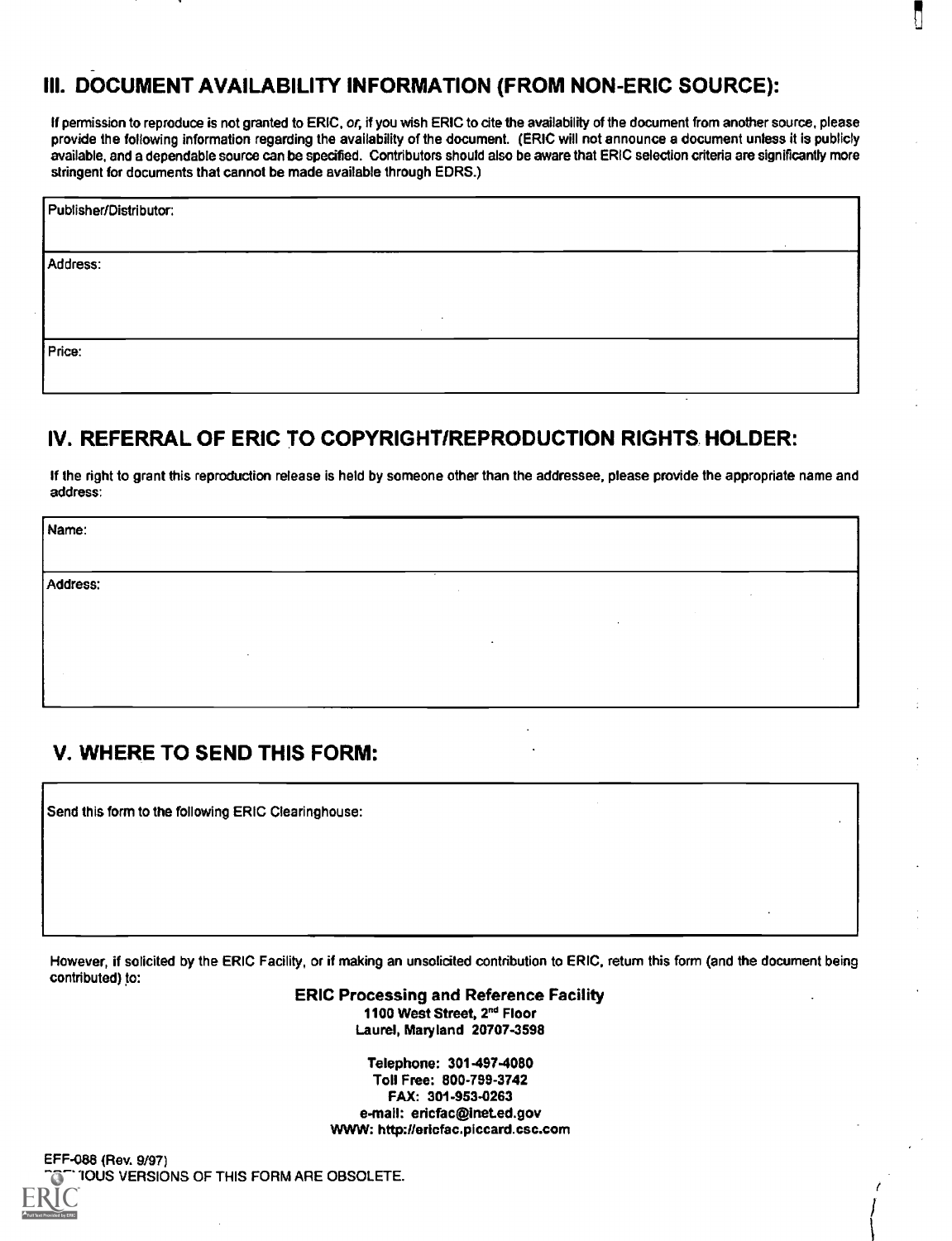## III. DOCUMENT AVAILABILITY INFORMATION (FROM NON-ERIC SOURCE):

If permission to reproduce is not granted to ERIC, *or*, if you wish ERIC to cite the availability of the document from another source, please provide the following information regarding the availability of the document. (ERIC will not announce a document unless it is publicly available, and a dependable source can be specified. Contributors should also be aware that ERIC selection criteria are significantly more stringent for documents that cannot be made available through EDRS.)

| |
|---|
| Publisher/Distributor: |
| Address: |
| Price: |

## IV. REFERRAL OF ERIC TO COPYRIGHT/REPRODUCTION RIGHTS HOLDER:

If the right to grant this reproduction release is held by someone other than the addressee, please provide the appropriate name and address:

| |
|---|
| Name: |
| Address: |

## V. WHERE TO SEND THIS FORM:

| |
|---|
| Send this form to the following ERIC Clearinghouse: |

However, if solicited by the ERIC Facility, or if making an unsolicited contribution to ERIC, return this form (and the document being contributed) to:

**ERIC Processing and Reference Facility**
**1100 West Street, 2nd Floor**
**Laurel, Maryland 20707-3598**

**Telephone: 301-497-4080**
**Toll Free: 800-799-3742**
**FAX: 301-953-0263**
**e-mail: ericfac@inet.ed.gov**
**WWW: http://ericfac.piccard.csc.com**

EFF-088 (Rev. 9/97)
PREVIOUS VERSIONS OF THIS FORM ARE OBSOLETE.